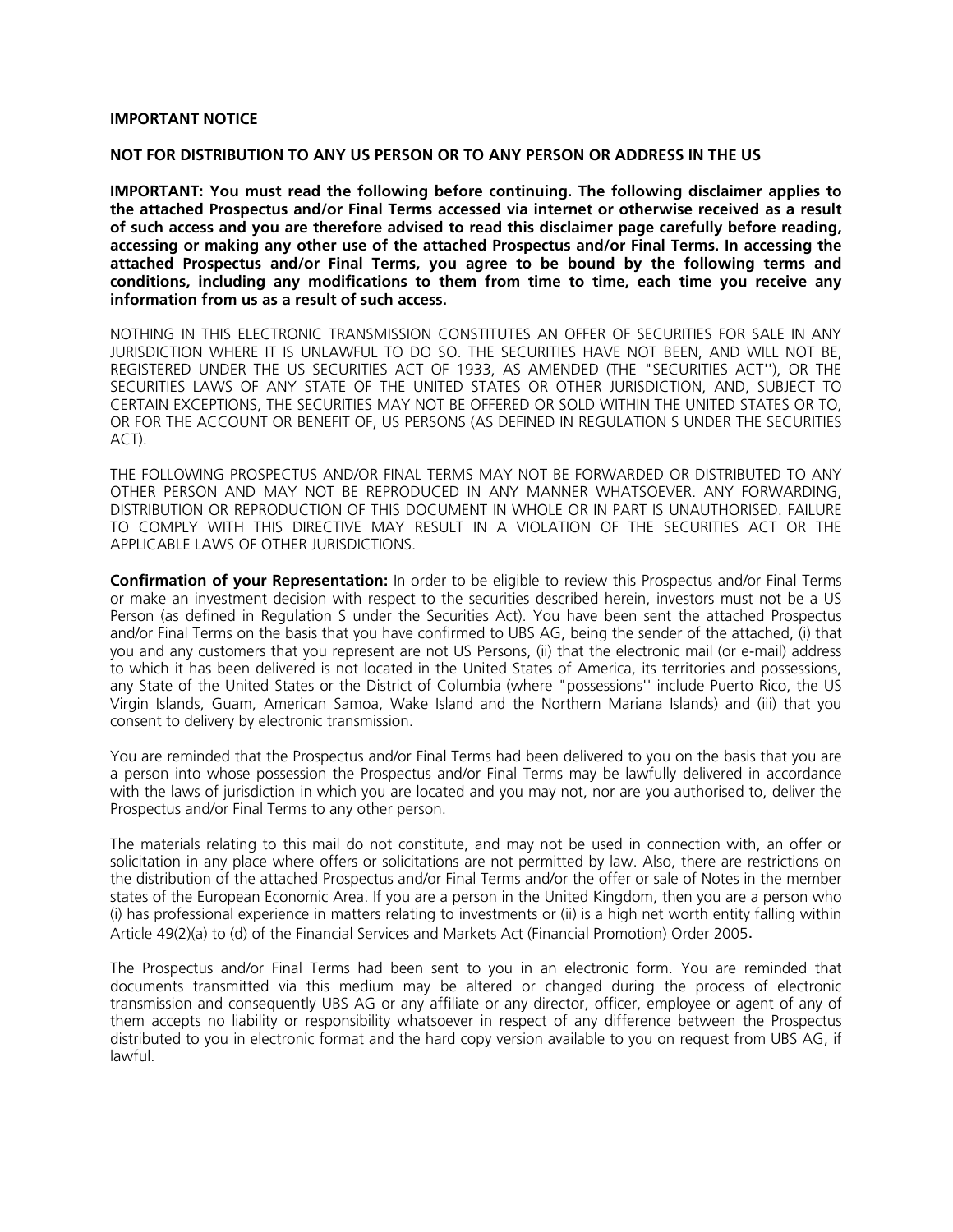**IMPORTANT NOTICE**

**NOT FOR DISTRIBUTION TO ANY US PERSON OR TO ANY PERSON OR ADDRESS IN THE US**

**IMPORTANT: You must read the following before continuing. The following disclaimer applies to the attached Prospectus and/or Final Terms accessed via internet or otherwise received as a result of such access and you are therefore advised to read this disclaimer page carefully before reading, accessing or making any other use of the attached Prospectus and/or Final Terms. In accessing the attached Prospectus and/or Final Terms, you agree to be bound by the following terms and conditions, including any modifications to them from time to time, each time you receive any information from us as a result of such access.**

NOTHING IN THIS ELECTRONIC TRANSMISSION CONSTITUTES AN OFFER OF SECURITIES FOR SALE IN ANY JURISDICTION WHERE IT IS UNLAWFUL TO DO SO. THE SECURITIES HAVE NOT BEEN, AND WILL NOT BE, REGISTERED UNDER THE US SECURITIES ACT OF 1933, AS AMENDED (THE "SECURITIES ACT''), OR THE SECURITIES LAWS OF ANY STATE OF THE UNITED STATES OR OTHER JURISDICTION, AND, SUBJECT TO CERTAIN EXCEPTIONS, THE SECURITIES MAY NOT BE OFFERED OR SOLD WITHIN THE UNITED STATES OR TO, OR FOR THE ACCOUNT OR BENEFIT OF, US PERSONS (AS DEFINED IN REGULATION S UNDER THE SECURITIES ACT).

THE FOLLOWING PROSPECTUS AND/OR FINAL TERMS MAY NOT BE FORWARDED OR DISTRIBUTED TO ANY OTHER PERSON AND MAY NOT BE REPRODUCED IN ANY MANNER WHATSOEVER. ANY FORWARDING, DISTRIBUTION OR REPRODUCTION OF THIS DOCUMENT IN WHOLE OR IN PART IS UNAUTHORISED. FAILURE TO COMPLY WITH THIS DIRECTIVE MAY RESULT IN A VIOLATION OF THE SECURITIES ACT OR THE APPLICABLE LAWS OF OTHER JURISDICTIONS.

**Confirmation of your Representation:** In order to be eligible to review this Prospectus and/or Final Terms or make an investment decision with respect to the securities described herein, investors must not be a US Person (as defined in Regulation S under the Securities Act). You have been sent the attached Prospectus and/or Final Terms on the basis that you have confirmed to UBS AG, being the sender of the attached, (i) that you and any customers that you represent are not US Persons, (ii) that the electronic mail (or e-mail) address to which it has been delivered is not located in the United States of America, its territories and possessions, any State of the United States or the District of Columbia (where "possessions'' include Puerto Rico, the US Virgin Islands, Guam, American Samoa, Wake Island and the Northern Mariana Islands) and (iii) that you consent to delivery by electronic transmission.

You are reminded that the Prospectus and/or Final Terms had been delivered to you on the basis that you are a person into whose possession the Prospectus and/or Final Terms may be lawfully delivered in accordance with the laws of jurisdiction in which you are located and you may not, nor are you authorised to, deliver the Prospectus and/or Final Terms to any other person.

The materials relating to this mail do not constitute, and may not be used in connection with, an offer or solicitation in any place where offers or solicitations are not permitted by law. Also, there are restrictions on the distribution of the attached Prospectus and/or Final Terms and/or the offer or sale of Notes in the member states of the European Economic Area. If you are a person in the United Kingdom, then you are a person who (i) has professional experience in matters relating to investments or (ii) is a high net worth entity falling within Article 49(2)(a) to (d) of the Financial Services and Markets Act (Financial Promotion) Order 2005.

The Prospectus and/or Final Terms had been sent to you in an electronic form. You are reminded that documents transmitted via this medium may be altered or changed during the process of electronic transmission and consequently UBS AG or any affiliate or any director, officer, employee or agent of any of them accepts no liability or responsibility whatsoever in respect of any difference between the Prospectus distributed to you in electronic format and the hard copy version available to you on request from UBS AG, if lawful.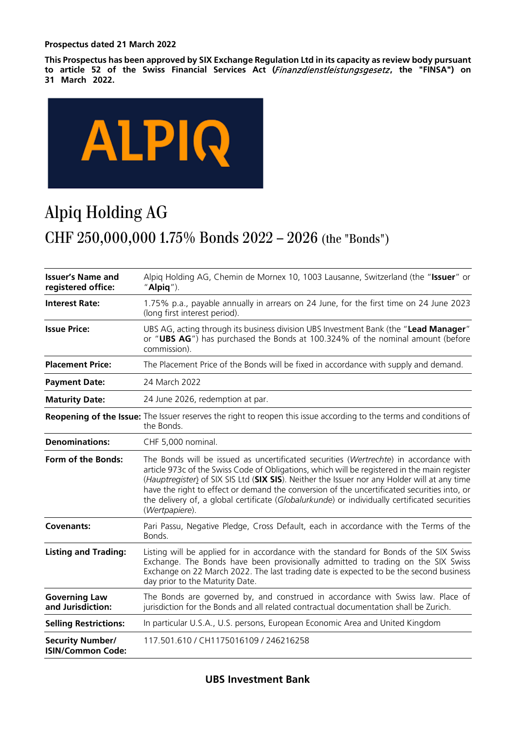**Prospectus dated 21 March 2022**

**This Prospectus has been approved by SIX Exchange Regulation Ltd in its capacity as review body pursuant to article 52 of the Swiss Financial Services Act (*Finanzdienstleistungsgesetz*, the "FINSA") on 31 March 2022.**

ALPIQ

# Alpiq Holding AG

## CHF 250,000,000 1.75% Bonds 2022 – 2026 (the "Bonds")

| | |
|---|---|
| **Issuer's Name and registered office:** | Alpiq Holding AG, Chemin de Mornex 10, 1003 Lausanne, Switzerland (the "**Issuer**" or "**Alpiq**"). |
| **Interest Rate:** | 1.75% p.a., payable annually in arrears on 24 June, for the first time on 24 June 2023 (long first interest period). |
| **Issue Price:** | UBS AG, acting through its business division UBS Investment Bank (the "**Lead Manager**" or "**UBS AG**") has purchased the Bonds at 100.324% of the nominal amount (before commission). |
| **Placement Price:** | The Placement Price of the Bonds will be fixed in accordance with supply and demand. |
| **Payment Date:** | 24 March 2022 |
| **Maturity Date:** | 24 June 2026, redemption at par. |
| **Reopening of the Issue:** | The Issuer reserves the right to reopen this issue according to the terms and conditions of the Bonds. |
| **Denominations:** | CHF 5,000 nominal. |
| **Form of the Bonds:** | The Bonds will be issued as uncertificated securities (*Wertrechte*) in accordance with article 973c of the Swiss Code of Obligations, which will be registered in the main register (*Hauptregister*) of SIX SIS Ltd (**SIX SIS**). Neither the Issuer nor any Holder will at any time have the right to effect or demand the conversion of the uncertificated securities into, or the delivery of, a global certificate (*Globalurkunde*) or individually certificated securities (*Wertpapiere*). |
| **Covenants:** | Pari Passu, Negative Pledge, Cross Default, each in accordance with the Terms of the Bonds. |
| **Listing and Trading:** | Listing will be applied for in accordance with the standard for Bonds of the SIX Swiss Exchange. The Bonds have been provisionally admitted to trading on the SIX Swiss Exchange on 22 March 2022. The last trading date is expected to be the second business day prior to the Maturity Date. |
| **Governing Law and Jurisdiction:** | The Bonds are governed by, and construed in accordance with Swiss law. Place of jurisdiction for the Bonds and all related contractual documentation shall be Zurich. |
| **Selling Restrictions:** | In particular U.S.A., U.S. persons, European Economic Area and United Kingdom |
| **Security Number/ ISIN/Common Code:** | 117.501.610 / CH1175016109 / 246216258 |

**UBS Investment Bank**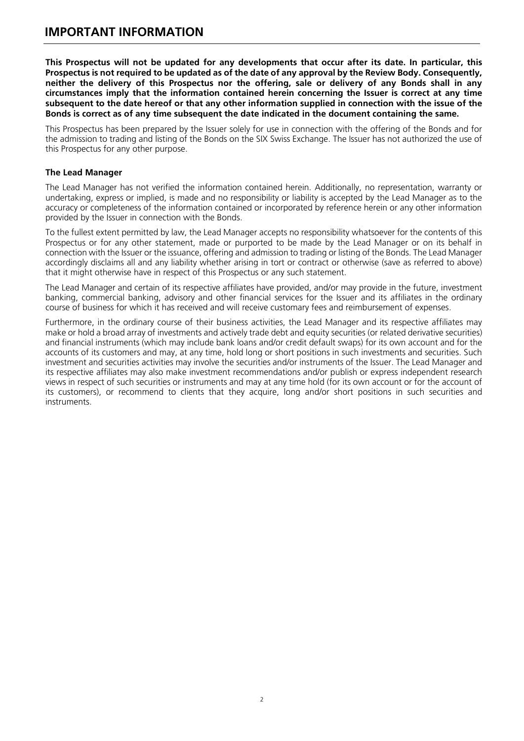# IMPORTANT INFORMATION

**This Prospectus will not be updated for any developments that occur after its date. In particular, this Prospectus is not required to be updated as of the date of any approval by the Review Body. Consequently, neither the delivery of this Prospectus nor the offering, sale or delivery of any Bonds shall in any circumstances imply that the information contained herein concerning the Issuer is correct at any time subsequent to the date hereof or that any other information supplied in connection with the issue of the Bonds is correct as of any time subsequent the date indicated in the document containing the same.**

This Prospectus has been prepared by the Issuer solely for use in connection with the offering of the Bonds and for the admission to trading and listing of the Bonds on the SIX Swiss Exchange. The Issuer has not authorized the use of this Prospectus for any other purpose.

### The Lead Manager

The Lead Manager has not verified the information contained herein. Additionally, no representation, warranty or undertaking, express or implied, is made and no responsibility or liability is accepted by the Lead Manager as to the accuracy or completeness of the information contained or incorporated by reference herein or any other information provided by the Issuer in connection with the Bonds.

To the fullest extent permitted by law, the Lead Manager accepts no responsibility whatsoever for the contents of this Prospectus or for any other statement, made or purported to be made by the Lead Manager or on its behalf in connection with the Issuer or the issuance, offering and admission to trading or listing of the Bonds. The Lead Manager accordingly disclaims all and any liability whether arising in tort or contract or otherwise (save as referred to above) that it might otherwise have in respect of this Prospectus or any such statement.

The Lead Manager and certain of its respective affiliates have provided, and/or may provide in the future, investment banking, commercial banking, advisory and other financial services for the Issuer and its affiliates in the ordinary course of business for which it has received and will receive customary fees and reimbursement of expenses.

Furthermore, in the ordinary course of their business activities, the Lead Manager and its respective affiliates may make or hold a broad array of investments and actively trade debt and equity securities (or related derivative securities) and financial instruments (which may include bank loans and/or credit default swaps) for its own account and for the accounts of its customers and may, at any time, hold long or short positions in such investments and securities. Such investment and securities activities may involve the securities and/or instruments of the Issuer. The Lead Manager and its respective affiliates may also make investment recommendations and/or publish or express independent research views in respect of such securities or instruments and may at any time hold (for its own account or for the account of its customers), or recommend to clients that they acquire, long and/or short positions in such securities and instruments.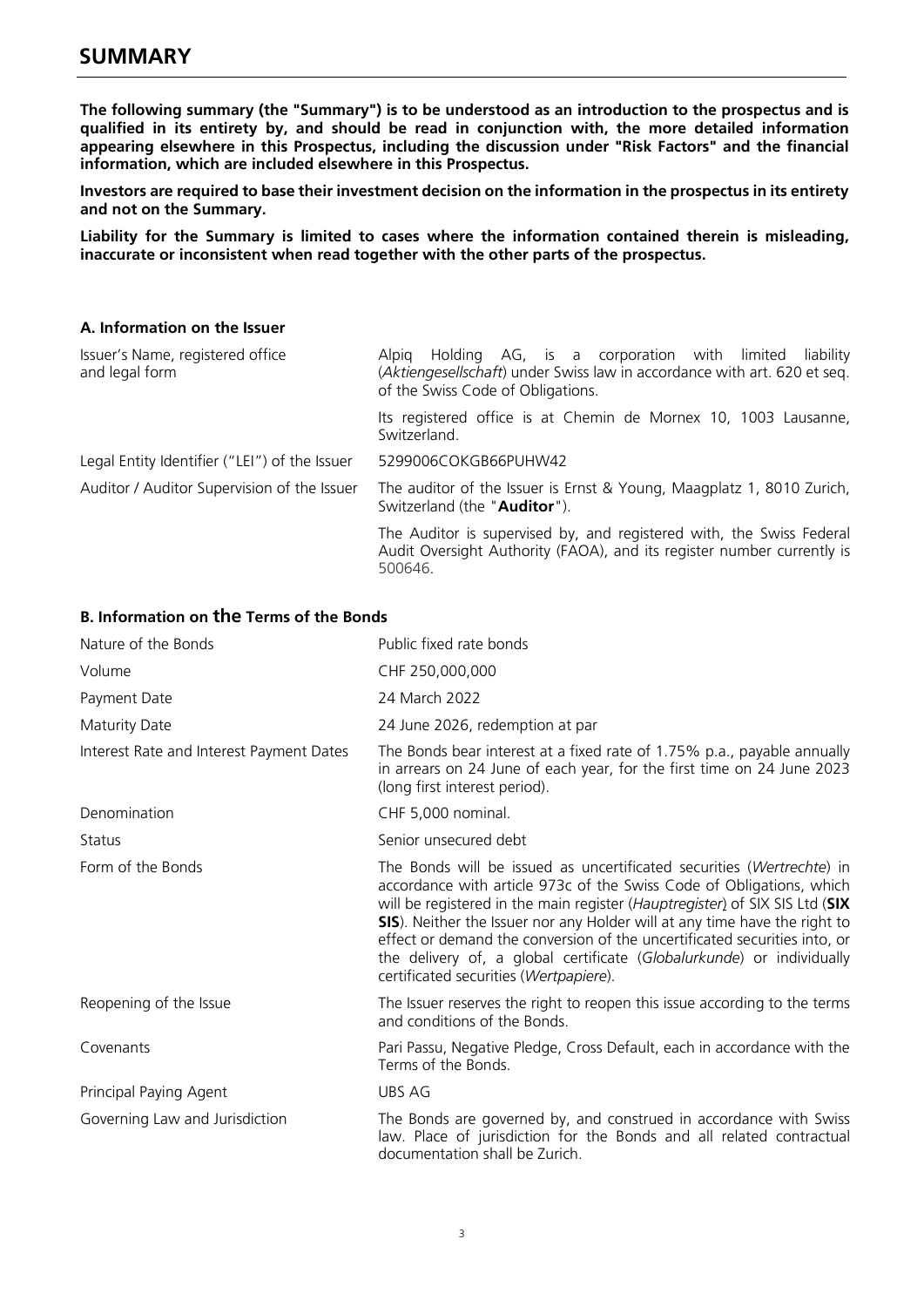# SUMMARY

**The following summary (the "Summary") is to be understood as an introduction to the prospectus and is qualified in its entirety by, and should be read in conjunction with, the more detailed information appearing elsewhere in this Prospectus, including the discussion under "Risk Factors" and the financial information, which are included elsewhere in this Prospectus.**

**Investors are required to base their investment decision on the information in the prospectus in its entirety and not on the Summary.**

**Liability for the Summary is limited to cases where the information contained therein is misleading, inaccurate or inconsistent when read together with the other parts of the prospectus.**

### A. Information on the Issuer

| | |
|---|---|
| Issuer's Name, registered office and legal form | Alpiq Holding AG, is a corporation with limited liability (*Aktiengesellschaft*) under Swiss law in accordance with art. 620 et seq. of the Swiss Code of Obligations.<br><br>Its registered office is at Chemin de Mornex 10, 1003 Lausanne, Switzerland. |
| Legal Entity Identifier ("LEI") of the Issuer | 5299006COKGB66PUHW42 |
| Auditor / Auditor Supervision of the Issuer | The auditor of the Issuer is Ernst & Young, Maagplatz 1, 8010 Zurich, Switzerland (the "**Auditor**").<br><br>The Auditor is supervised by, and registered with, the Swiss Federal Audit Oversight Authority (FAOA), and its register number currently is 500646. |

### B. Information on the Terms of the Bonds

| | |
|---|---|
| Nature of the Bonds | Public fixed rate bonds |
| Volume | CHF 250,000,000 |
| Payment Date | 24 March 2022 |
| Maturity Date | 24 June 2026, redemption at par |
| Interest Rate and Interest Payment Dates | The Bonds bear interest at a fixed rate of 1.75% p.a., payable annually in arrears on 24 June of each year, for the first time on 24 June 2023 (long first interest period). |
| Denomination | CHF 5,000 nominal. |
| Status | Senior unsecured debt |
| Form of the Bonds | The Bonds will be issued as uncertificated securities (*Wertrechte*) in accordance with article 973c of the Swiss Code of Obligations, which will be registered in the main register (*Hauptregister*) of SIX SIS Ltd (**SIX SIS**). Neither the Issuer nor any Holder will at any time have the right to effect or demand the conversion of the uncertificated securities into, or the delivery of, a global certificate (*Globalurkunde*) or individually certificated securities (*Wertpapiere*). |
| Reopening of the Issue | The Issuer reserves the right to reopen this issue according to the terms and conditions of the Bonds. |
| Covenants | Pari Passu, Negative Pledge, Cross Default, each in accordance with the Terms of the Bonds. |
| Principal Paying Agent | UBS AG |
| Governing Law and Jurisdiction | The Bonds are governed by, and construed in accordance with Swiss law. Place of jurisdiction for the Bonds and all related contractual documentation shall be Zurich. |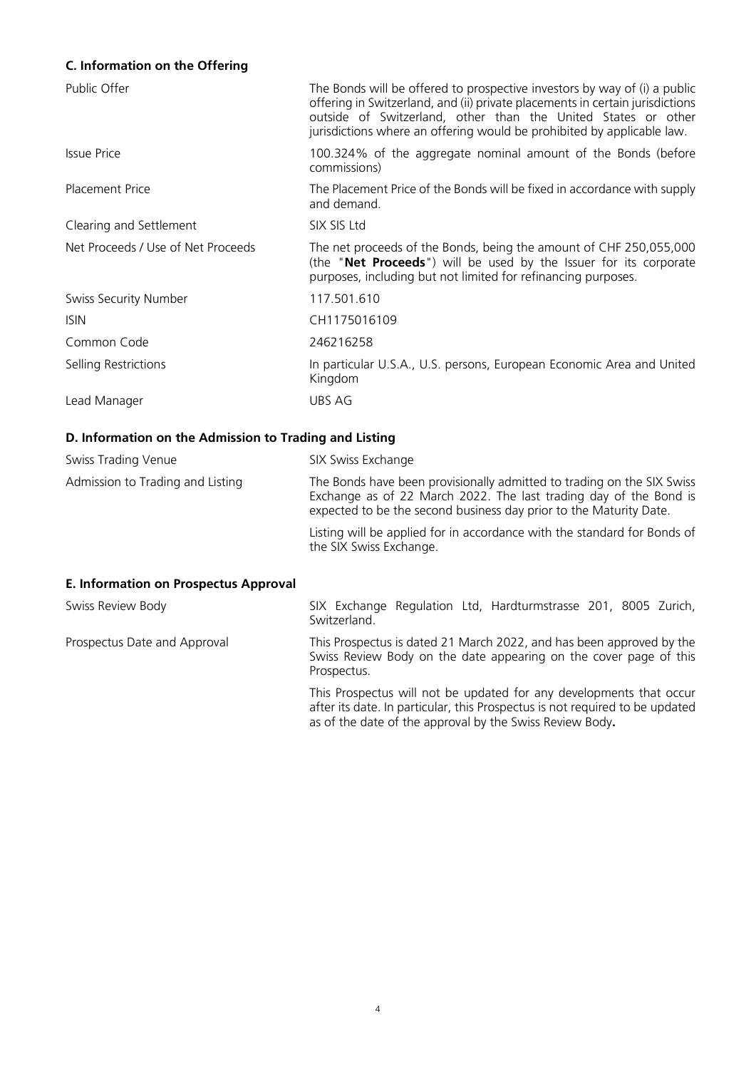### C. Information on the Offering

| | |
|---|---|
| Public Offer | The Bonds will be offered to prospective investors by way of (i) a public offering in Switzerland, and (ii) private placements in certain jurisdictions outside of Switzerland, other than the United States or other jurisdictions where an offering would be prohibited by applicable law. |
| Issue Price | 100.324% of the aggregate nominal amount of the Bonds (before commissions) |
| Placement Price | The Placement Price of the Bonds will be fixed in accordance with supply and demand. |
| Clearing and Settlement | SIX SIS Ltd |
| Net Proceeds / Use of Net Proceeds | The net proceeds of the Bonds, being the amount of CHF 250,055,000 (the "**Net Proceeds**") will be used by the Issuer for its corporate purposes, including but not limited for refinancing purposes. |
| Swiss Security Number | 117.501.610 |
| ISIN | CH1175016109 |
| Common Code | 246216258 |
| Selling Restrictions | In particular U.S.A., U.S. persons, European Economic Area and United Kingdom |
| Lead Manager | UBS AG |

### D. Information on the Admission to Trading and Listing

| | |
|---|---|
| Swiss Trading Venue | SIX Swiss Exchange |
| Admission to Trading and Listing | The Bonds have been provisionally admitted to trading on the SIX Swiss Exchange as of 22 March 2022. The last trading day of the Bond is expected to be the second business day prior to the Maturity Date.<br><br>Listing will be applied for in accordance with the standard for Bonds of the SIX Swiss Exchange. |

### E. Information on Prospectus Approval

| | |
|---|---|
| Swiss Review Body | SIX Exchange Regulation Ltd, Hardturmstrasse 201, 8005 Zurich, Switzerland. |
| Prospectus Date and Approval | This Prospectus is dated 21 March 2022, and has been approved by the Swiss Review Body on the date appearing on the cover page of this Prospectus.<br><br>This Prospectus will not be updated for any developments that occur after its date. In particular, this Prospectus is not required to be updated as of the date of the approval by the Swiss Review Body**.** |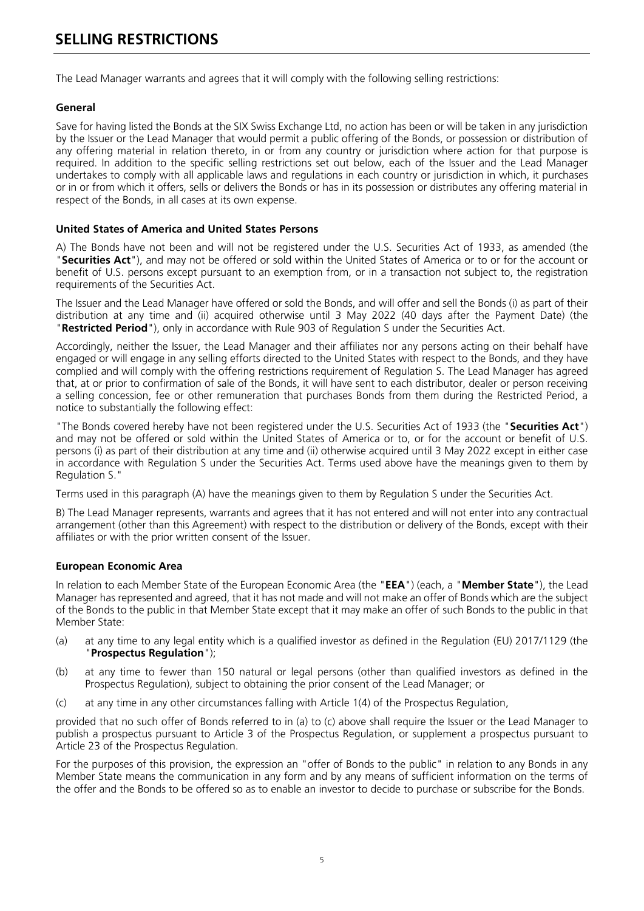# SELLING RESTRICTIONS

The Lead Manager warrants and agrees that it will comply with the following selling restrictions:

### General

Save for having listed the Bonds at the SIX Swiss Exchange Ltd, no action has been or will be taken in any jurisdiction by the Issuer or the Lead Manager that would permit a public offering of the Bonds, or possession or distribution of any offering material in relation thereto, in or from any country or jurisdiction where action for that purpose is required. In addition to the specific selling restrictions set out below, each of the Issuer and the Lead Manager undertakes to comply with all applicable laws and regulations in each country or jurisdiction in which, it purchases or in or from which it offers, sells or delivers the Bonds or has in its possession or distributes any offering material in respect of the Bonds, in all cases at its own expense.

### United States of America and United States Persons

A) The Bonds have not been and will not be registered under the U.S. Securities Act of 1933, as amended (the "**Securities Act**"), and may not be offered or sold within the United States of America or to or for the account or benefit of U.S. persons except pursuant to an exemption from, or in a transaction not subject to, the registration requirements of the Securities Act.

The Issuer and the Lead Manager have offered or sold the Bonds, and will offer and sell the Bonds (i) as part of their distribution at any time and (ii) acquired otherwise until 3 May 2022 (40 days after the Payment Date) (the "**Restricted Period**"), only in accordance with Rule 903 of Regulation S under the Securities Act.

Accordingly, neither the Issuer, the Lead Manager and their affiliates nor any persons acting on their behalf have engaged or will engage in any selling efforts directed to the United States with respect to the Bonds, and they have complied and will comply with the offering restrictions requirement of Regulation S. The Lead Manager has agreed that, at or prior to confirmation of sale of the Bonds, it will have sent to each distributor, dealer or person receiving a selling concession, fee or other remuneration that purchases Bonds from them during the Restricted Period, a notice to substantially the following effect:

"The Bonds covered hereby have not been registered under the U.S. Securities Act of 1933 (the "**Securities Act**") and may not be offered or sold within the United States of America or to, or for the account or benefit of U.S. persons (i) as part of their distribution at any time and (ii) otherwise acquired until 3 May 2022 except in either case in accordance with Regulation S under the Securities Act. Terms used above have the meanings given to them by Regulation S."

Terms used in this paragraph (A) have the meanings given to them by Regulation S under the Securities Act.

B) The Lead Manager represents, warrants and agrees that it has not entered and will not enter into any contractual arrangement (other than this Agreement) with respect to the distribution or delivery of the Bonds, except with their affiliates or with the prior written consent of the Issuer.

### European Economic Area

In relation to each Member State of the European Economic Area (the "**EEA**") (each, a "**Member State**"), the Lead Manager has represented and agreed, that it has not made and will not make an offer of Bonds which are the subject of the Bonds to the public in that Member State except that it may make an offer of such Bonds to the public in that Member State:

(a) at any time to any legal entity which is a qualified investor as defined in the Regulation (EU) 2017/1129 (the "**Prospectus Regulation**");

(b) at any time to fewer than 150 natural or legal persons (other than qualified investors as defined in the Prospectus Regulation), subject to obtaining the prior consent of the Lead Manager; or

(c) at any time in any other circumstances falling with Article 1(4) of the Prospectus Regulation,

provided that no such offer of Bonds referred to in (a) to (c) above shall require the Issuer or the Lead Manager to publish a prospectus pursuant to Article 3 of the Prospectus Regulation, or supplement a prospectus pursuant to Article 23 of the Prospectus Regulation.

For the purposes of this provision, the expression an "offer of Bonds to the public" in relation to any Bonds in any Member State means the communication in any form and by any means of sufficient information on the terms of the offer and the Bonds to be offered so as to enable an investor to decide to purchase or subscribe for the Bonds.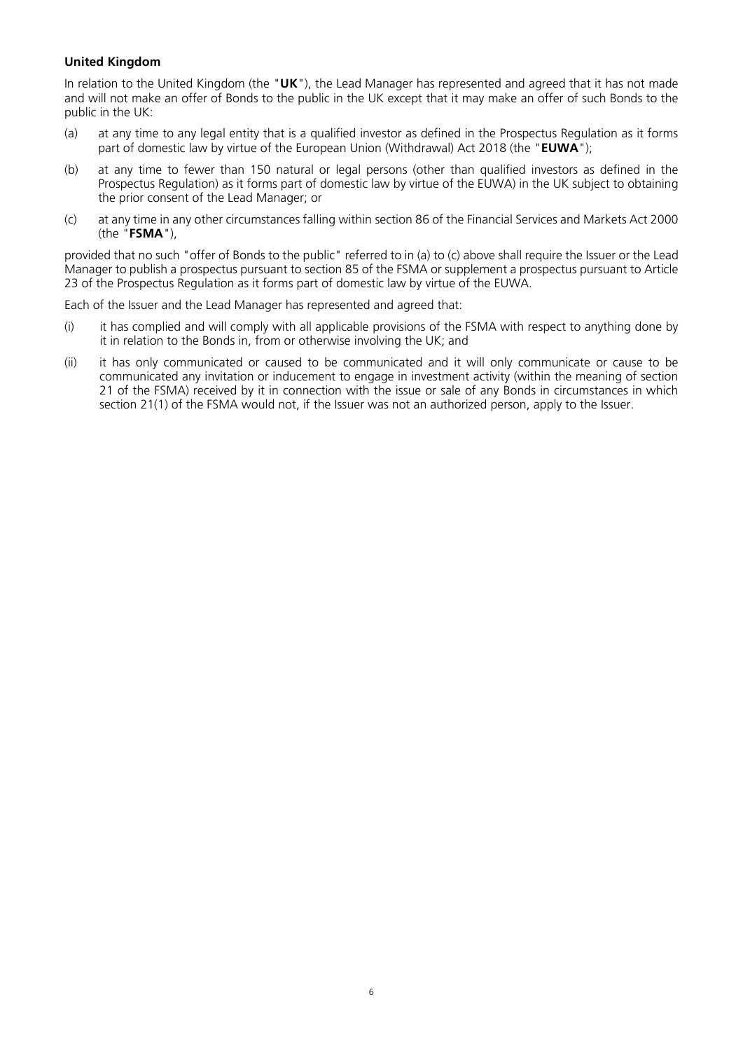**United Kingdom**

In relation to the United Kingdom (the "**UK**"), the Lead Manager has represented and agreed that it has not made and will not make an offer of Bonds to the public in the UK except that it may make an offer of such Bonds to the public in the UK:

(a) at any time to any legal entity that is a qualified investor as defined in the Prospectus Regulation as it forms part of domestic law by virtue of the European Union (Withdrawal) Act 2018 (the "**EUWA**");

(b) at any time to fewer than 150 natural or legal persons (other than qualified investors as defined in the Prospectus Regulation) as it forms part of domestic law by virtue of the EUWA) in the UK subject to obtaining the prior consent of the Lead Manager; or

(c) at any time in any other circumstances falling within section 86 of the Financial Services and Markets Act 2000 (the "**FSMA**"),

provided that no such "offer of Bonds to the public" referred to in (a) to (c) above shall require the Issuer or the Lead Manager to publish a prospectus pursuant to section 85 of the FSMA or supplement a prospectus pursuant to Article 23 of the Prospectus Regulation as it forms part of domestic law by virtue of the EUWA.

Each of the Issuer and the Lead Manager has represented and agreed that:

(i) it has complied and will comply with all applicable provisions of the FSMA with respect to anything done by it in relation to the Bonds in, from or otherwise involving the UK; and

(ii) it has only communicated or caused to be communicated and it will only communicate or cause to be communicated any invitation or inducement to engage in investment activity (within the meaning of section 21 of the FSMA) received by it in connection with the issue or sale of any Bonds in circumstances in which section 21(1) of the FSMA would not, if the Issuer was not an authorized person, apply to the Issuer.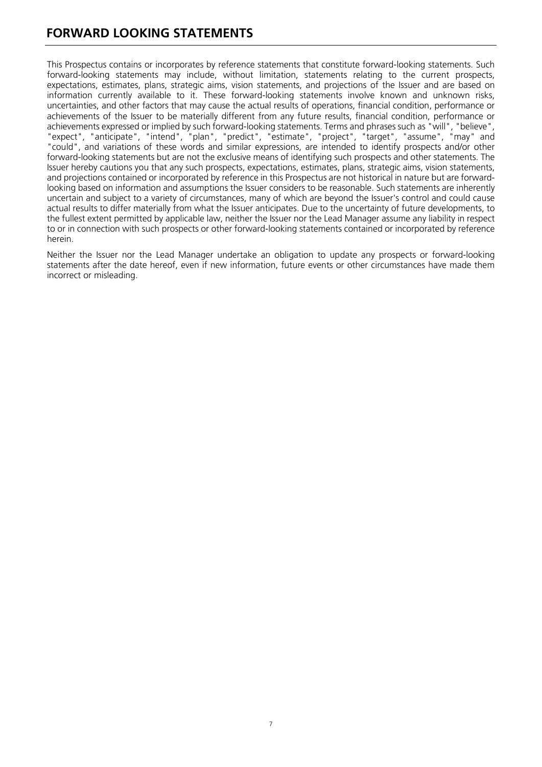## FORWARD LOOKING STATEMENTS

This Prospectus contains or incorporates by reference statements that constitute forward-looking statements. Such forward-looking statements may include, without limitation, statements relating to the current prospects, expectations, estimates, plans, strategic aims, vision statements, and projections of the Issuer and are based on information currently available to it. These forward-looking statements involve known and unknown risks, uncertainties, and other factors that may cause the actual results of operations, financial condition, performance or achievements of the Issuer to be materially different from any future results, financial condition, performance or achievements expressed or implied by such forward-looking statements. Terms and phrases such as "will", "believe", "expect", "anticipate", "intend", "plan", "predict", "estimate", "project", "target", "assume", "may" and "could", and variations of these words and similar expressions, are intended to identify prospects and/or other forward-looking statements but are not the exclusive means of identifying such prospects and other statements. The Issuer hereby cautions you that any such prospects, expectations, estimates, plans, strategic aims, vision statements, and projections contained or incorporated by reference in this Prospectus are not historical in nature but are forward-looking based on information and assumptions the Issuer considers to be reasonable. Such statements are inherently uncertain and subject to a variety of circumstances, many of which are beyond the Issuer's control and could cause actual results to differ materially from what the Issuer anticipates. Due to the uncertainty of future developments, to the fullest extent permitted by applicable law, neither the Issuer nor the Lead Manager assume any liability in respect to or in connection with such prospects or other forward-looking statements contained or incorporated by reference herein.

Neither the Issuer nor the Lead Manager undertake an obligation to update any prospects or forward-looking statements after the date hereof, even if new information, future events or other circumstances have made them incorrect or misleading.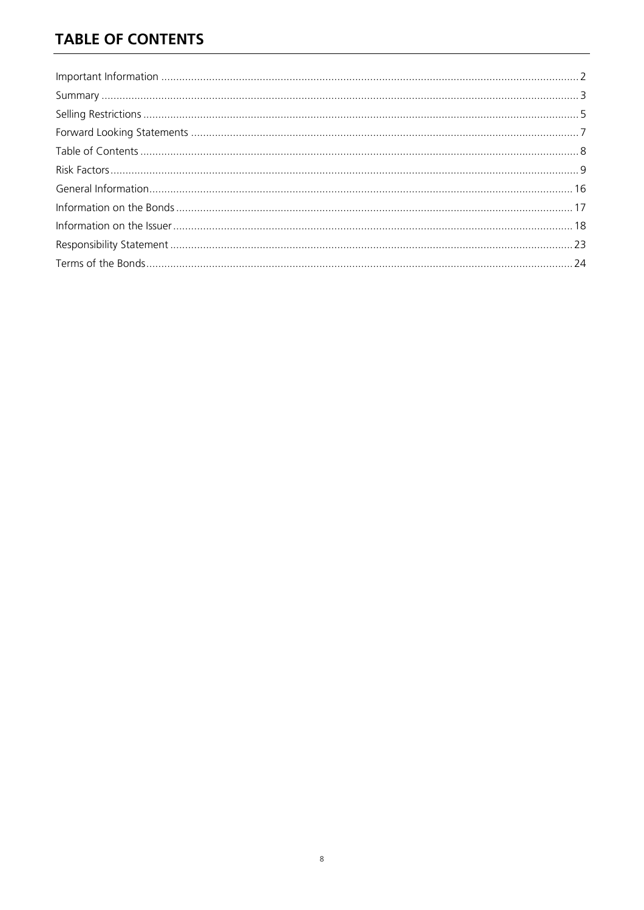# TABLE OF CONTENTS

| | |
|---|---|
| Important Information | 2 |
| Summary | 3 |
| Selling Restrictions | 5 |
| Forward Looking Statements | 7 |
| Table of Contents | 8 |
| Risk Factors | 9 |
| General Information | 16 |
| Information on the Bonds | 17 |
| Information on the Issuer | 18 |
| Responsibility Statement | 23 |
| Terms of the Bonds | 24 |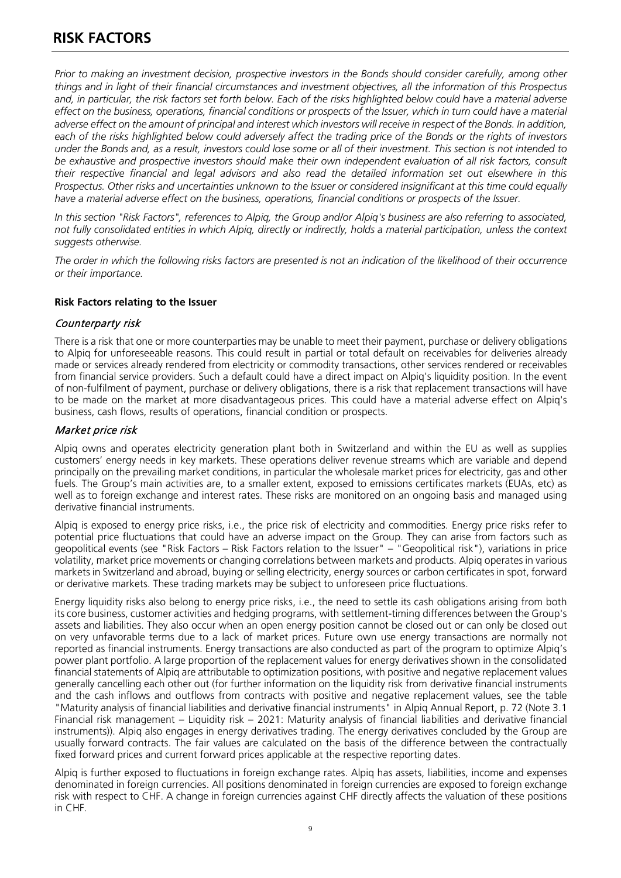# RISK FACTORS

*Prior to making an investment decision, prospective investors in the Bonds should consider carefully, among other things and in light of their financial circumstances and investment objectives, all the information of this Prospectus and, in particular, the risk factors set forth below. Each of the risks highlighted below could have a material adverse effect on the business, operations, financial conditions or prospects of the Issuer, which in turn could have a material adverse effect on the amount of principal and interest which investors will receive in respect of the Bonds. In addition, each of the risks highlighted below could adversely affect the trading price of the Bonds or the rights of investors under the Bonds and, as a result, investors could lose some or all of their investment. This section is not intended to be exhaustive and prospective investors should make their own independent evaluation of all risk factors, consult their respective financial and legal advisors and also read the detailed information set out elsewhere in this Prospectus. Other risks and uncertainties unknown to the Issuer or considered insignificant at this time could equally have a material adverse effect on the business, operations, financial conditions or prospects of the Issuer.*

*In this section "Risk Factors", references to Alpiq, the Group and/or Alpiq's business are also referring to associated, not fully consolidated entities in which Alpiq, directly or indirectly, holds a material participation, unless the context suggests otherwise.*

*The order in which the following risks factors are presented is not an indication of the likelihood of their occurrence or their importance.*

**Risk Factors relating to the Issuer**

### *Counterparty risk*

There is a risk that one or more counterparties may be unable to meet their payment, purchase or delivery obligations to Alpiq for unforeseeable reasons. This could result in partial or total default on receivables for deliveries already made or services already rendered from electricity or commodity transactions, other services rendered or receivables from financial service providers. Such a default could have a direct impact on Alpiq's liquidity position. In the event of non-fulfilment of payment, purchase or delivery obligations, there is a risk that replacement transactions will have to be made on the market at more disadvantageous prices. This could have a material adverse effect on Alpiq's business, cash flows, results of operations, financial condition or prospects.

### *Market price risk*

Alpiq owns and operates electricity generation plant both in Switzerland and within the EU as well as supplies customers' energy needs in key markets. These operations deliver revenue streams which are variable and depend principally on the prevailing market conditions, in particular the wholesale market prices for electricity, gas and other fuels. The Group's main activities are, to a smaller extent, exposed to emissions certificates markets (EUAs, etc) as well as to foreign exchange and interest rates. These risks are monitored on an ongoing basis and managed using derivative financial instruments.

Alpiq is exposed to energy price risks, i.e., the price risk of electricity and commodities. Energy price risks refer to potential price fluctuations that could have an adverse impact on the Group. They can arise from factors such as geopolitical events (see "Risk Factors – Risk Factors relation to the Issuer" – "Geopolitical risk"), variations in price volatility, market price movements or changing correlations between markets and products. Alpiq operates in various markets in Switzerland and abroad, buying or selling electricity, energy sources or carbon certificates in spot, forward or derivative markets. These trading markets may be subject to unforeseen price fluctuations.

Energy liquidity risks also belong to energy price risks, i.e., the need to settle its cash obligations arising from both its core business, customer activities and hedging programs, with settlement-timing differences between the Group's assets and liabilities. They also occur when an open energy position cannot be closed out or can only be closed out on very unfavorable terms due to a lack of market prices. Future own use energy transactions are normally not reported as financial instruments. Energy transactions are also conducted as part of the program to optimize Alpiq's power plant portfolio. A large proportion of the replacement values for energy derivatives shown in the consolidated financial statements of Alpiq are attributable to optimization positions, with positive and negative replacement values generally cancelling each other out (for further information on the liquidity risk from derivative financial instruments and the cash inflows and outflows from contracts with positive and negative replacement values, see the table "Maturity analysis of financial liabilities and derivative financial instruments" in Alpiq Annual Report, p. 72 (Note 3.1 Financial risk management – Liquidity risk – 2021: Maturity analysis of financial liabilities and derivative financial instruments)). Alpiq also engages in energy derivatives trading. The energy derivatives concluded by the Group are usually forward contracts. The fair values are calculated on the basis of the difference between the contractually fixed forward prices and current forward prices applicable at the respective reporting dates.

Alpiq is further exposed to fluctuations in foreign exchange rates. Alpiq has assets, liabilities, income and expenses denominated in foreign currencies. All positions denominated in foreign currencies are exposed to foreign exchange risk with respect to CHF. A change in foreign currencies against CHF directly affects the valuation of these positions in CHF.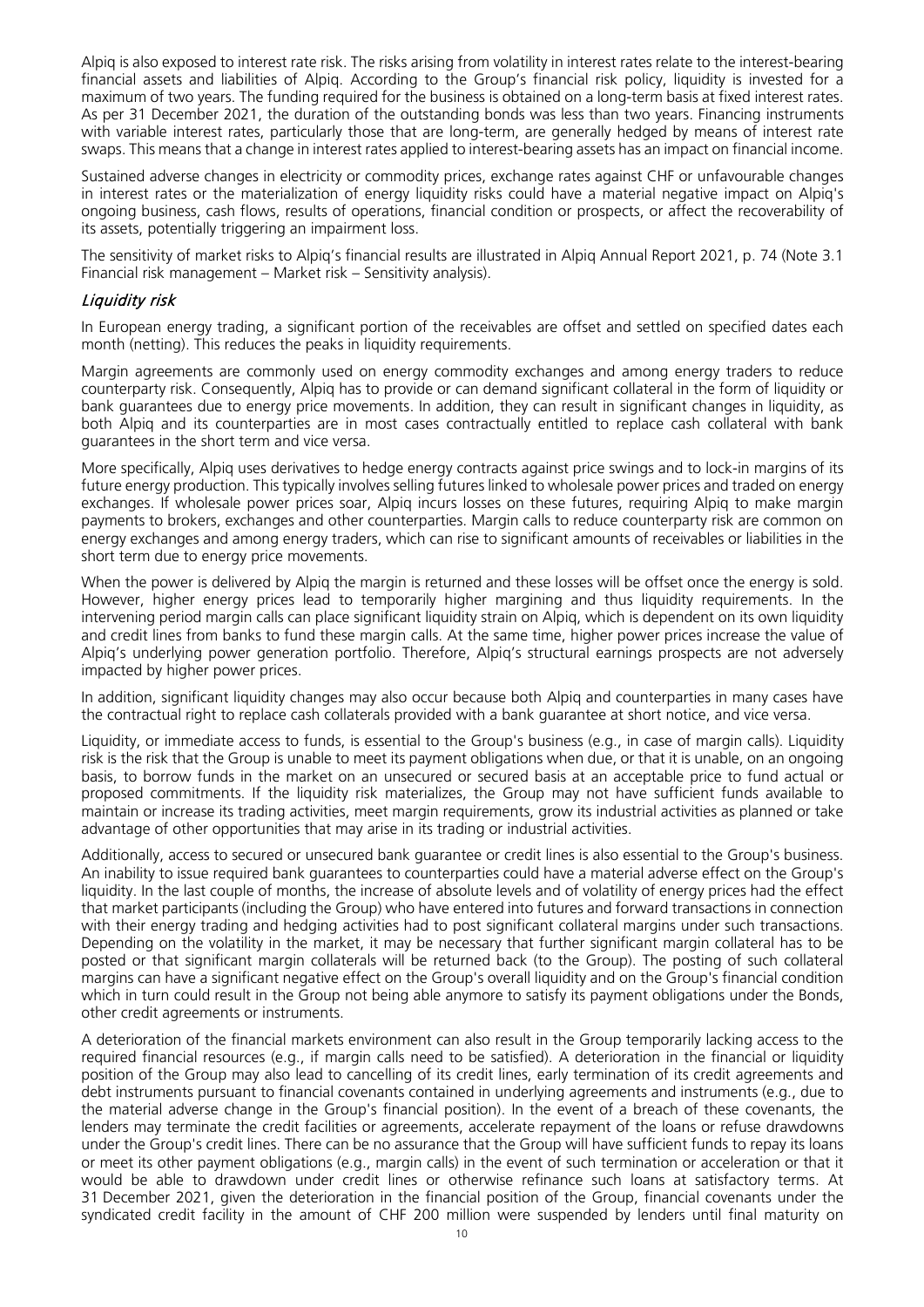Alpiq is also exposed to interest rate risk. The risks arising from volatility in interest rates relate to the interest-bearing financial assets and liabilities of Alpiq. According to the Group's financial risk policy, liquidity is invested for a maximum of two years. The funding required for the business is obtained on a long-term basis at fixed interest rates. As per 31 December 2021, the duration of the outstanding bonds was less than two years. Financing instruments with variable interest rates, particularly those that are long-term, are generally hedged by means of interest rate swaps. This means that a change in interest rates applied to interest-bearing assets has an impact on financial income.

Sustained adverse changes in electricity or commodity prices, exchange rates against CHF or unfavourable changes in interest rates or the materialization of energy liquidity risks could have a material negative impact on Alpiq's ongoing business, cash flows, results of operations, financial condition or prospects, or affect the recoverability of its assets, potentially triggering an impairment loss.

The sensitivity of market risks to Alpiq's financial results are illustrated in Alpiq Annual Report 2021, p. 74 (Note 3.1 Financial risk management – Market risk – Sensitivity analysis).

### *Liquidity risk*

In European energy trading, a significant portion of the receivables are offset and settled on specified dates each month (netting). This reduces the peaks in liquidity requirements.

Margin agreements are commonly used on energy commodity exchanges and among energy traders to reduce counterparty risk. Consequently, Alpiq has to provide or can demand significant collateral in the form of liquidity or bank guarantees due to energy price movements. In addition, they can result in significant changes in liquidity, as both Alpiq and its counterparties are in most cases contractually entitled to replace cash collateral with bank guarantees in the short term and vice versa.

More specifically, Alpiq uses derivatives to hedge energy contracts against price swings and to lock-in margins of its future energy production. This typically involves selling futures linked to wholesale power prices and traded on energy exchanges. If wholesale power prices soar, Alpiq incurs losses on these futures, requiring Alpiq to make margin payments to brokers, exchanges and other counterparties. Margin calls to reduce counterparty risk are common on energy exchanges and among energy traders, which can rise to significant amounts of receivables or liabilities in the short term due to energy price movements.

When the power is delivered by Alpiq the margin is returned and these losses will be offset once the energy is sold. However, higher energy prices lead to temporarily higher margining and thus liquidity requirements. In the intervening period margin calls can place significant liquidity strain on Alpiq, which is dependent on its own liquidity and credit lines from banks to fund these margin calls. At the same time, higher power prices increase the value of Alpiq's underlying power generation portfolio. Therefore, Alpiq's structural earnings prospects are not adversely impacted by higher power prices.

In addition, significant liquidity changes may also occur because both Alpiq and counterparties in many cases have the contractual right to replace cash collaterals provided with a bank guarantee at short notice, and vice versa.

Liquidity, or immediate access to funds, is essential to the Group's business (e.g., in case of margin calls). Liquidity risk is the risk that the Group is unable to meet its payment obligations when due, or that it is unable, on an ongoing basis, to borrow funds in the market on an unsecured or secured basis at an acceptable price to fund actual or proposed commitments. If the liquidity risk materializes, the Group may not have sufficient funds available to maintain or increase its trading activities, meet margin requirements, grow its industrial activities as planned or take advantage of other opportunities that may arise in its trading or industrial activities.

Additionally, access to secured or unsecured bank guarantee or credit lines is also essential to the Group's business. An inability to issue required bank guarantees to counterparties could have a material adverse effect on the Group's liquidity. In the last couple of months, the increase of absolute levels and of volatility of energy prices had the effect that market participants (including the Group) who have entered into futures and forward transactions in connection with their energy trading and hedging activities had to post significant collateral margins under such transactions. Depending on the volatility in the market, it may be necessary that further significant margin collateral has to be posted or that significant margin collaterals will be returned back (to the Group). The posting of such collateral margins can have a significant negative effect on the Group's overall liquidity and on the Group's financial condition which in turn could result in the Group not being able anymore to satisfy its payment obligations under the Bonds, other credit agreements or instruments.

A deterioration of the financial markets environment can also result in the Group temporarily lacking access to the required financial resources (e.g., if margin calls need to be satisfied). A deterioration in the financial or liquidity position of the Group may also lead to cancelling of its credit lines, early termination of its credit agreements and debt instruments pursuant to financial covenants contained in underlying agreements and instruments (e.g., due to the material adverse change in the Group's financial position). In the event of a breach of these covenants, the lenders may terminate the credit facilities or agreements, accelerate repayment of the loans or refuse drawdowns under the Group's credit lines. There can be no assurance that the Group will have sufficient funds to repay its loans or meet its other payment obligations (e.g., margin calls) in the event of such termination or acceleration or that it would be able to drawdown under credit lines or otherwise refinance such loans at satisfactory terms. At 31 December 2021, given the deterioration in the financial position of the Group, financial covenants under the syndicated credit facility in the amount of CHF 200 million were suspended by lenders until final maturity on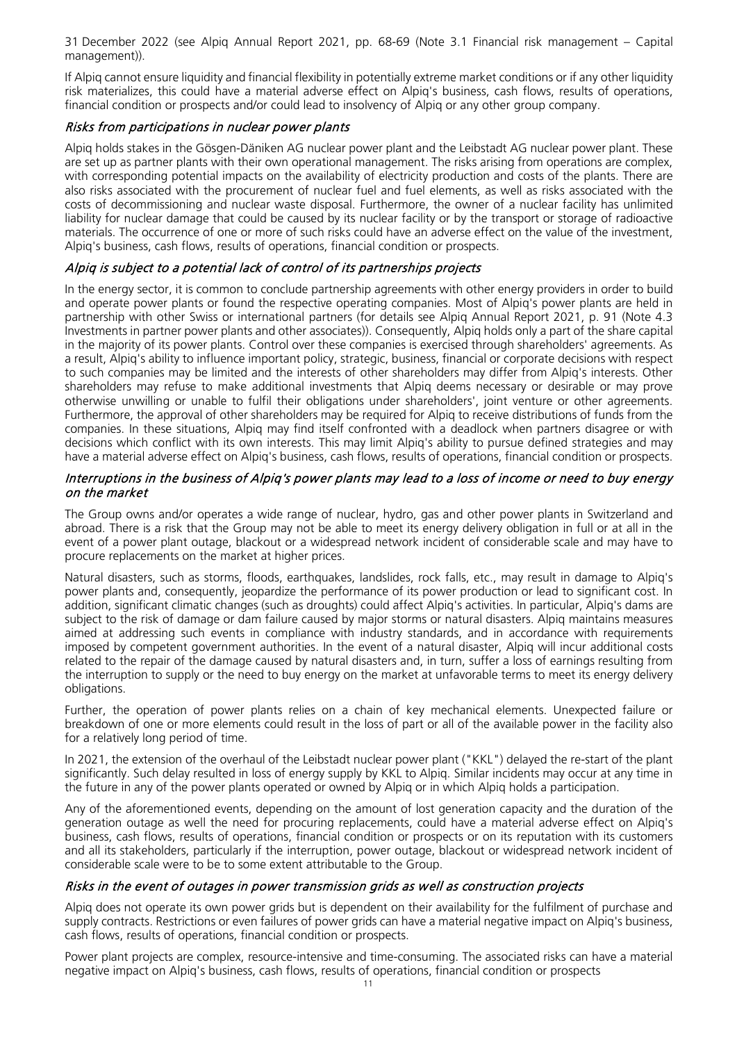31 December 2022 (see Alpiq Annual Report 2021, pp. 68-69 (Note 3.1 Financial risk management – Capital management)).

If Alpiq cannot ensure liquidity and financial flexibility in potentially extreme market conditions or if any other liquidity risk materializes, this could have a material adverse effect on Alpiq's business, cash flows, results of operations, financial condition or prospects and/or could lead to insolvency of Alpiq or any other group company.

### *Risks from participations in nuclear power plants*

Alpiq holds stakes in the Gösgen-Däniken AG nuclear power plant and the Leibstadt AG nuclear power plant. These are set up as partner plants with their own operational management. The risks arising from operations are complex, with corresponding potential impacts on the availability of electricity production and costs of the plants. There are also risks associated with the procurement of nuclear fuel and fuel elements, as well as risks associated with the costs of decommissioning and nuclear waste disposal. Furthermore, the owner of a nuclear facility has unlimited liability for nuclear damage that could be caused by its nuclear facility or by the transport or storage of radioactive materials. The occurrence of one or more of such risks could have an adverse effect on the value of the investment, Alpiq's business, cash flows, results of operations, financial condition or prospects.

### *Alpiq is subject to a potential lack of control of its partnerships projects*

In the energy sector, it is common to conclude partnership agreements with other energy providers in order to build and operate power plants or found the respective operating companies. Most of Alpiq's power plants are held in partnership with other Swiss or international partners (for details see Alpiq Annual Report 2021, p. 91 (Note 4.3 Investments in partner power plants and other associates)). Consequently, Alpiq holds only a part of the share capital in the majority of its power plants. Control over these companies is exercised through shareholders' agreements. As a result, Alpiq's ability to influence important policy, strategic, business, financial or corporate decisions with respect to such companies may be limited and the interests of other shareholders may differ from Alpiq's interests. Other shareholders may refuse to make additional investments that Alpiq deems necessary or desirable or may prove otherwise unwilling or unable to fulfil their obligations under shareholders', joint venture or other agreements. Furthermore, the approval of other shareholders may be required for Alpiq to receive distributions of funds from the companies. In these situations, Alpiq may find itself confronted with a deadlock when partners disagree or with decisions which conflict with its own interests. This may limit Alpiq's ability to pursue defined strategies and may have a material adverse effect on Alpiq's business, cash flows, results of operations, financial condition or prospects.

### *Interruptions in the business of Alpiq's power plants may lead to a loss of income or need to buy energy on the market*

The Group owns and/or operates a wide range of nuclear, hydro, gas and other power plants in Switzerland and abroad. There is a risk that the Group may not be able to meet its energy delivery obligation in full or at all in the event of a power plant outage, blackout or a widespread network incident of considerable scale and may have to procure replacements on the market at higher prices.

Natural disasters, such as storms, floods, earthquakes, landslides, rock falls, etc., may result in damage to Alpiq's power plants and, consequently, jeopardize the performance of its power production or lead to significant cost. In addition, significant climatic changes (such as droughts) could affect Alpiq's activities. In particular, Alpiq's dams are subject to the risk of damage or dam failure caused by major storms or natural disasters. Alpiq maintains measures aimed at addressing such events in compliance with industry standards, and in accordance with requirements imposed by competent government authorities. In the event of a natural disaster, Alpiq will incur additional costs related to the repair of the damage caused by natural disasters and, in turn, suffer a loss of earnings resulting from the interruption to supply or the need to buy energy on the market at unfavorable terms to meet its energy delivery obligations.

Further, the operation of power plants relies on a chain of key mechanical elements. Unexpected failure or breakdown of one or more elements could result in the loss of part or all of the available power in the facility also for a relatively long period of time.

In 2021, the extension of the overhaul of the Leibstadt nuclear power plant ("KKL") delayed the re-start of the plant significantly. Such delay resulted in loss of energy supply by KKL to Alpiq. Similar incidents may occur at any time in the future in any of the power plants operated or owned by Alpiq or in which Alpiq holds a participation.

Any of the aforementioned events, depending on the amount of lost generation capacity and the duration of the generation outage as well the need for procuring replacements, could have a material adverse effect on Alpiq's business, cash flows, results of operations, financial condition or prospects or on its reputation with its customers and all its stakeholders, particularly if the interruption, power outage, blackout or widespread network incident of considerable scale were to be to some extent attributable to the Group.

### *Risks in the event of outages in power transmission grids as well as construction projects*

Alpiq does not operate its own power grids but is dependent on their availability for the fulfilment of purchase and supply contracts. Restrictions or even failures of power grids can have a material negative impact on Alpiq's business, cash flows, results of operations, financial condition or prospects.

Power plant projects are complex, resource-intensive and time-consuming. The associated risks can have a material negative impact on Alpiq's business, cash flows, results of operations, financial condition or prospects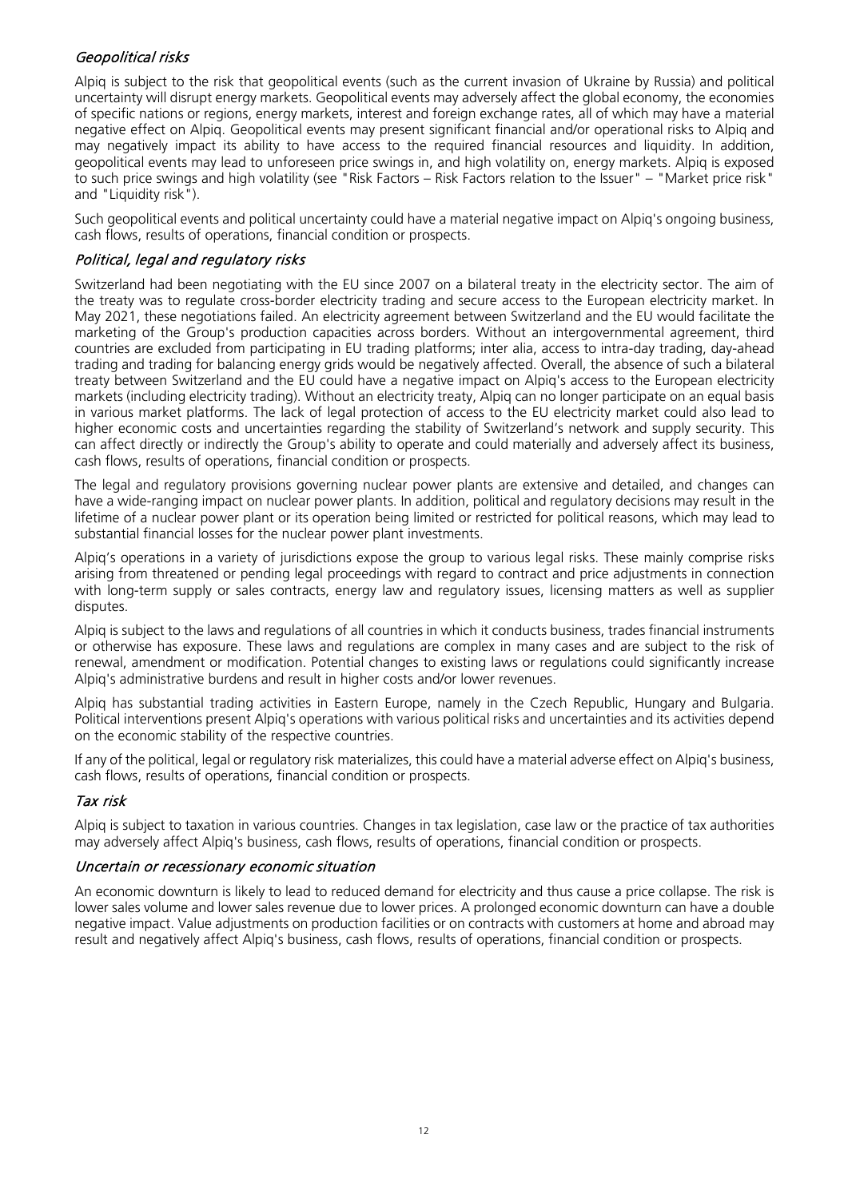### *Geopolitical risks*

Alpiq is subject to the risk that geopolitical events (such as the current invasion of Ukraine by Russia) and political uncertainty will disrupt energy markets. Geopolitical events may adversely affect the global economy, the economies of specific nations or regions, energy markets, interest and foreign exchange rates, all of which may have a material negative effect on Alpiq. Geopolitical events may present significant financial and/or operational risks to Alpiq and may negatively impact its ability to have access to the required financial resources and liquidity. In addition, geopolitical events may lead to unforeseen price swings in, and high volatility on, energy markets. Alpiq is exposed to such price swings and high volatility (see "Risk Factors – Risk Factors relation to the Issuer" – "Market price risk" and "Liquidity risk").

Such geopolitical events and political uncertainty could have a material negative impact on Alpiq's ongoing business, cash flows, results of operations, financial condition or prospects.

### *Political, legal and regulatory risks*

Switzerland had been negotiating with the EU since 2007 on a bilateral treaty in the electricity sector. The aim of the treaty was to regulate cross-border electricity trading and secure access to the European electricity market. In May 2021, these negotiations failed. An electricity agreement between Switzerland and the EU would facilitate the marketing of the Group's production capacities across borders. Without an intergovernmental agreement, third countries are excluded from participating in EU trading platforms; inter alia, access to intra-day trading, day-ahead trading and trading for balancing energy grids would be negatively affected. Overall, the absence of such a bilateral treaty between Switzerland and the EU could have a negative impact on Alpiq's access to the European electricity markets (including electricity trading). Without an electricity treaty, Alpiq can no longer participate on an equal basis in various market platforms. The lack of legal protection of access to the EU electricity market could also lead to higher economic costs and uncertainties regarding the stability of Switzerland's network and supply security. This can affect directly or indirectly the Group's ability to operate and could materially and adversely affect its business, cash flows, results of operations, financial condition or prospects.

The legal and regulatory provisions governing nuclear power plants are extensive and detailed, and changes can have a wide-ranging impact on nuclear power plants. In addition, political and regulatory decisions may result in the lifetime of a nuclear power plant or its operation being limited or restricted for political reasons, which may lead to substantial financial losses for the nuclear power plant investments.

Alpiq's operations in a variety of jurisdictions expose the group to various legal risks. These mainly comprise risks arising from threatened or pending legal proceedings with regard to contract and price adjustments in connection with long-term supply or sales contracts, energy law and regulatory issues, licensing matters as well as supplier disputes.

Alpiq is subject to the laws and regulations of all countries in which it conducts business, trades financial instruments or otherwise has exposure. These laws and regulations are complex in many cases and are subject to the risk of renewal, amendment or modification. Potential changes to existing laws or regulations could significantly increase Alpiq's administrative burdens and result in higher costs and/or lower revenues.

Alpiq has substantial trading activities in Eastern Europe, namely in the Czech Republic, Hungary and Bulgaria. Political interventions present Alpiq's operations with various political risks and uncertainties and its activities depend on the economic stability of the respective countries.

If any of the political, legal or regulatory risk materializes, this could have a material adverse effect on Alpiq's business, cash flows, results of operations, financial condition or prospects.

### *Tax risk*

Alpiq is subject to taxation in various countries. Changes in tax legislation, case law or the practice of tax authorities may adversely affect Alpiq's business, cash flows, results of operations, financial condition or prospects.

### *Uncertain or recessionary economic situation*

An economic downturn is likely to lead to reduced demand for electricity and thus cause a price collapse. The risk is lower sales volume and lower sales revenue due to lower prices. A prolonged economic downturn can have a double negative impact. Value adjustments on production facilities or on contracts with customers at home and abroad may result and negatively affect Alpiq's business, cash flows, results of operations, financial condition or prospects.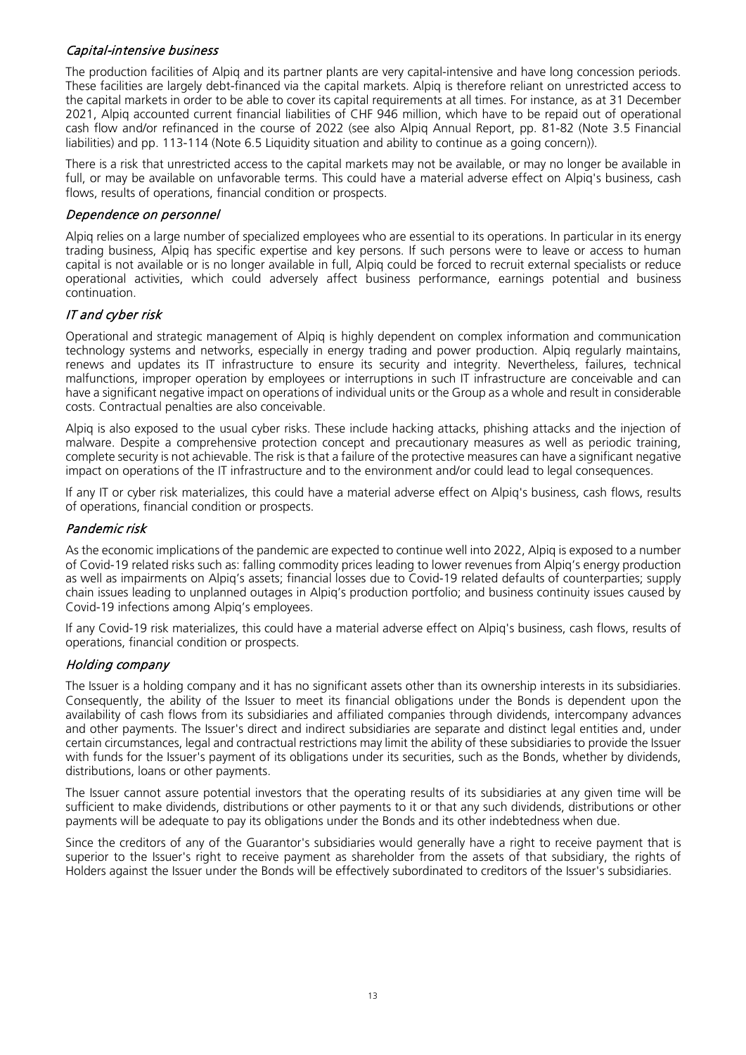### *Capital-intensive business*

The production facilities of Alpiq and its partner plants are very capital-intensive and have long concession periods. These facilities are largely debt-financed via the capital markets. Alpiq is therefore reliant on unrestricted access to the capital markets in order to be able to cover its capital requirements at all times. For instance, as at 31 December 2021, Alpiq accounted current financial liabilities of CHF 946 million, which have to be repaid out of operational cash flow and/or refinanced in the course of 2022 (see also Alpiq Annual Report, pp. 81-82 (Note 3.5 Financial liabilities) and pp. 113-114 (Note 6.5 Liquidity situation and ability to continue as a going concern)).

There is a risk that unrestricted access to the capital markets may not be available, or may no longer be available in full, or may be available on unfavorable terms. This could have a material adverse effect on Alpiq's business, cash flows, results of operations, financial condition or prospects.

### *Dependence on personnel*

Alpiq relies on a large number of specialized employees who are essential to its operations. In particular in its energy trading business, Alpiq has specific expertise and key persons. If such persons were to leave or access to human capital is not available or is no longer available in full, Alpiq could be forced to recruit external specialists or reduce operational activities, which could adversely affect business performance, earnings potential and business continuation.

### *IT and cyber risk*

Operational and strategic management of Alpiq is highly dependent on complex information and communication technology systems and networks, especially in energy trading and power production. Alpiq regularly maintains, renews and updates its IT infrastructure to ensure its security and integrity. Nevertheless, failures, technical malfunctions, improper operation by employees or interruptions in such IT infrastructure are conceivable and can have a significant negative impact on operations of individual units or the Group as a whole and result in considerable costs. Contractual penalties are also conceivable.

Alpiq is also exposed to the usual cyber risks. These include hacking attacks, phishing attacks and the injection of malware. Despite a comprehensive protection concept and precautionary measures as well as periodic training, complete security is not achievable. The risk is that a failure of the protective measures can have a significant negative impact on operations of the IT infrastructure and to the environment and/or could lead to legal consequences.

If any IT or cyber risk materializes, this could have a material adverse effect on Alpiq's business, cash flows, results of operations, financial condition or prospects.

### *Pandemic risk*

As the economic implications of the pandemic are expected to continue well into 2022, Alpiq is exposed to a number of Covid-19 related risks such as: falling commodity prices leading to lower revenues from Alpiq's energy production as well as impairments on Alpiq's assets; financial losses due to Covid-19 related defaults of counterparties; supply chain issues leading to unplanned outages in Alpiq's production portfolio; and business continuity issues caused by Covid-19 infections among Alpiq's employees.

If any Covid-19 risk materializes, this could have a material adverse effect on Alpiq's business, cash flows, results of operations, financial condition or prospects.

### *Holding company*

The Issuer is a holding company and it has no significant assets other than its ownership interests in its subsidiaries. Consequently, the ability of the Issuer to meet its financial obligations under the Bonds is dependent upon the availability of cash flows from its subsidiaries and affiliated companies through dividends, intercompany advances and other payments. The Issuer's direct and indirect subsidiaries are separate and distinct legal entities and, under certain circumstances, legal and contractual restrictions may limit the ability of these subsidiaries to provide the Issuer with funds for the Issuer's payment of its obligations under its securities, such as the Bonds, whether by dividends, distributions, loans or other payments.

The Issuer cannot assure potential investors that the operating results of its subsidiaries at any given time will be sufficient to make dividends, distributions or other payments to it or that any such dividends, distributions or other payments will be adequate to pay its obligations under the Bonds and its other indebtedness when due.

Since the creditors of any of the Guarantor's subsidiaries would generally have a right to receive payment that is superior to the Issuer's right to receive payment as shareholder from the assets of that subsidiary, the rights of Holders against the Issuer under the Bonds will be effectively subordinated to creditors of the Issuer's subsidiaries.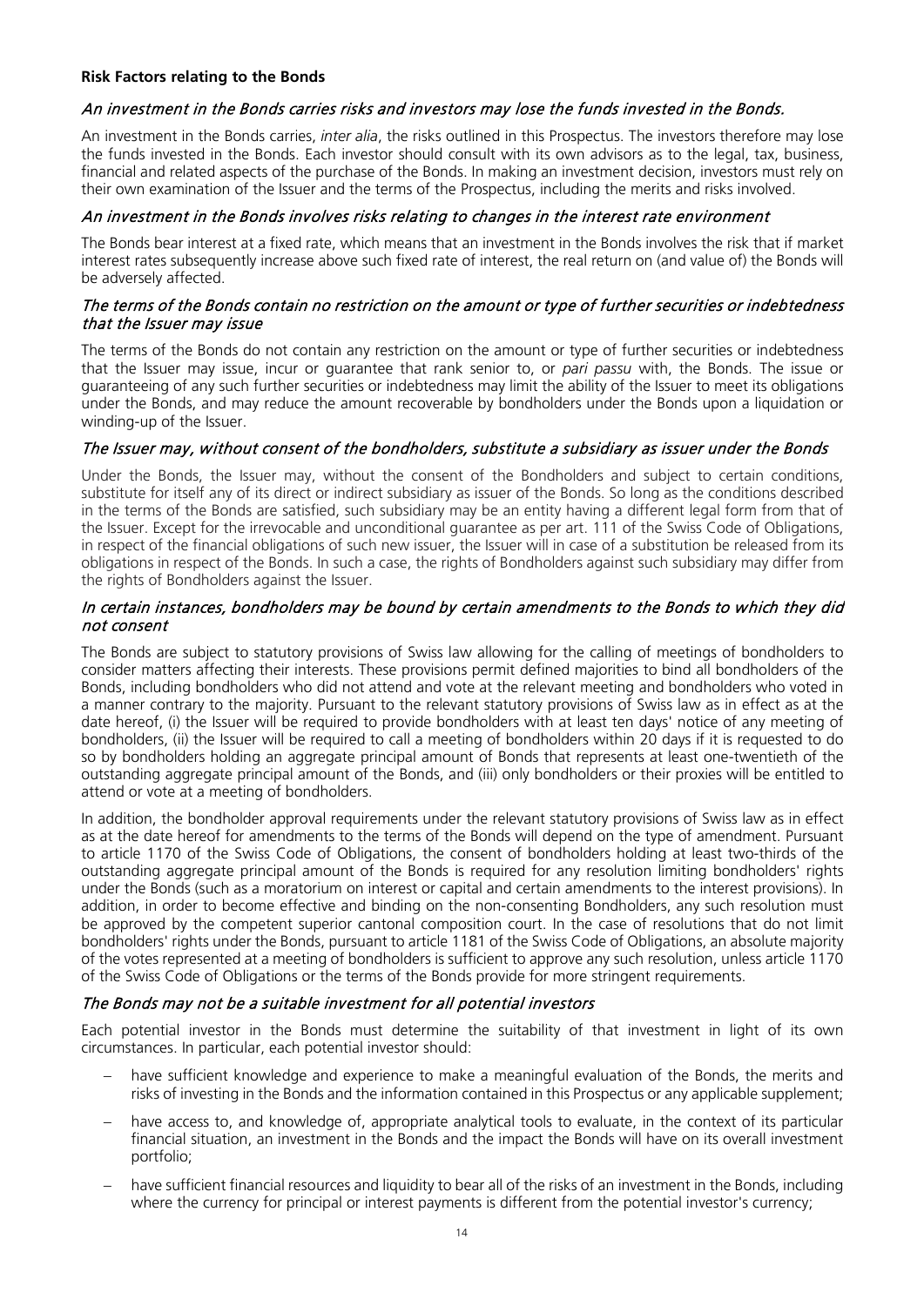**Risk Factors relating to the Bonds**

*An investment in the Bonds carries risks and investors may lose the funds invested in the Bonds.*

An investment in the Bonds carries, *inter alia*, the risks outlined in this Prospectus. The investors therefore may lose the funds invested in the Bonds. Each investor should consult with its own advisors as to the legal, tax, business, financial and related aspects of the purchase of the Bonds. In making an investment decision, investors must rely on their own examination of the Issuer and the terms of the Prospectus, including the merits and risks involved.

*An investment in the Bonds involves risks relating to changes in the interest rate environment*

The Bonds bear interest at a fixed rate, which means that an investment in the Bonds involves the risk that if market interest rates subsequently increase above such fixed rate of interest, the real return on (and value of) the Bonds will be adversely affected.

*The terms of the Bonds contain no restriction on the amount or type of further securities or indebtedness that the Issuer may issue*

The terms of the Bonds do not contain any restriction on the amount or type of further securities or indebtedness that the Issuer may issue, incur or guarantee that rank senior to, or *pari passu* with, the Bonds. The issue or guaranteeing of any such further securities or indebtedness may limit the ability of the Issuer to meet its obligations under the Bonds, and may reduce the amount recoverable by bondholders under the Bonds upon a liquidation or winding-up of the Issuer.

*The Issuer may, without consent of the bondholders, substitute a subsidiary as issuer under the Bonds*

Under the Bonds, the Issuer may, without the consent of the Bondholders and subject to certain conditions, substitute for itself any of its direct or indirect subsidiary as issuer of the Bonds. So long as the conditions described in the terms of the Bonds are satisfied, such subsidiary may be an entity having a different legal form from that of the Issuer. Except for the irrevocable and unconditional guarantee as per art. 111 of the Swiss Code of Obligations, in respect of the financial obligations of such new issuer, the Issuer will in case of a substitution be released from its obligations in respect of the Bonds. In such a case, the rights of Bondholders against such subsidiary may differ from the rights of Bondholders against the Issuer.

*In certain instances, bondholders may be bound by certain amendments to the Bonds to which they did not consent*

The Bonds are subject to statutory provisions of Swiss law allowing for the calling of meetings of bondholders to consider matters affecting their interests. These provisions permit defined majorities to bind all bondholders of the Bonds, including bondholders who did not attend and vote at the relevant meeting and bondholders who voted in a manner contrary to the majority. Pursuant to the relevant statutory provisions of Swiss law as in effect as at the date hereof, (i) the Issuer will be required to provide bondholders with at least ten days' notice of any meeting of bondholders, (ii) the Issuer will be required to call a meeting of bondholders within 20 days if it is requested to do so by bondholders holding an aggregate principal amount of Bonds that represents at least one-twentieth of the outstanding aggregate principal amount of the Bonds, and (iii) only bondholders or their proxies will be entitled to attend or vote at a meeting of bondholders.

In addition, the bondholder approval requirements under the relevant statutory provisions of Swiss law as in effect as at the date hereof for amendments to the terms of the Bonds will depend on the type of amendment. Pursuant to article 1170 of the Swiss Code of Obligations, the consent of bondholders holding at least two-thirds of the outstanding aggregate principal amount of the Bonds is required for any resolution limiting bondholders' rights under the Bonds (such as a moratorium on interest or capital and certain amendments to the interest provisions). In addition, in order to become effective and binding on the non-consenting Bondholders, any such resolution must be approved by the competent superior cantonal composition court. In the case of resolutions that do not limit bondholders' rights under the Bonds, pursuant to article 1181 of the Swiss Code of Obligations, an absolute majority of the votes represented at a meeting of bondholders is sufficient to approve any such resolution, unless article 1170 of the Swiss Code of Obligations or the terms of the Bonds provide for more stringent requirements.

*The Bonds may not be a suitable investment for all potential investors*

Each potential investor in the Bonds must determine the suitability of that investment in light of its own circumstances. In particular, each potential investor should:

- have sufficient knowledge and experience to make a meaningful evaluation of the Bonds, the merits and risks of investing in the Bonds and the information contained in this Prospectus or any applicable supplement;
- have access to, and knowledge of, appropriate analytical tools to evaluate, in the context of its particular financial situation, an investment in the Bonds and the impact the Bonds will have on its overall investment portfolio;
- have sufficient financial resources and liquidity to bear all of the risks of an investment in the Bonds, including where the currency for principal or interest payments is different from the potential investor's currency;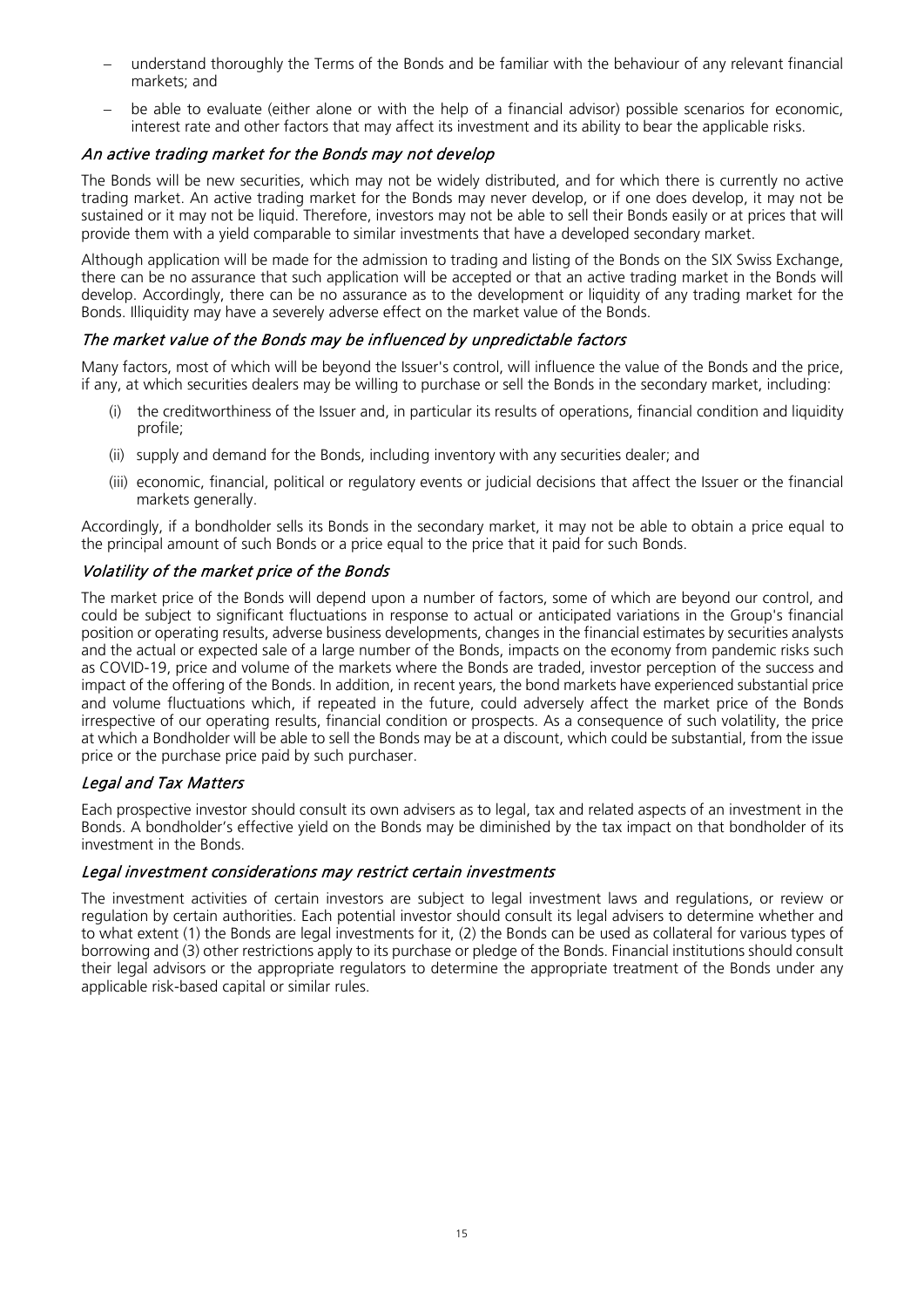- understand thoroughly the Terms of the Bonds and be familiar with the behaviour of any relevant financial markets; and
- be able to evaluate (either alone or with the help of a financial advisor) possible scenarios for economic, interest rate and other factors that may affect its investment and its ability to bear the applicable risks.

### *An active trading market for the Bonds may not develop*

The Bonds will be new securities, which may not be widely distributed, and for which there is currently no active trading market. An active trading market for the Bonds may never develop, or if one does develop, it may not be sustained or it may not be liquid. Therefore, investors may not be able to sell their Bonds easily or at prices that will provide them with a yield comparable to similar investments that have a developed secondary market.

Although application will be made for the admission to trading and listing of the Bonds on the SIX Swiss Exchange, there can be no assurance that such application will be accepted or that an active trading market in the Bonds will develop. Accordingly, there can be no assurance as to the development or liquidity of any trading market for the Bonds. Illiquidity may have a severely adverse effect on the market value of the Bonds.

### *The market value of the Bonds may be influenced by unpredictable factors*

Many factors, most of which will be beyond the Issuer's control, will influence the value of the Bonds and the price, if any, at which securities dealers may be willing to purchase or sell the Bonds in the secondary market, including:

(i) the creditworthiness of the Issuer and, in particular its results of operations, financial condition and liquidity profile;

(ii) supply and demand for the Bonds, including inventory with any securities dealer; and

(iii) economic, financial, political or regulatory events or judicial decisions that affect the Issuer or the financial markets generally.

Accordingly, if a bondholder sells its Bonds in the secondary market, it may not be able to obtain a price equal to the principal amount of such Bonds or a price equal to the price that it paid for such Bonds.

### *Volatility of the market price of the Bonds*

The market price of the Bonds will depend upon a number of factors, some of which are beyond our control, and could be subject to significant fluctuations in response to actual or anticipated variations in the Group's financial position or operating results, adverse business developments, changes in the financial estimates by securities analysts and the actual or expected sale of a large number of the Bonds, impacts on the economy from pandemic risks such as COVID-19, price and volume of the markets where the Bonds are traded, investor perception of the success and impact of the offering of the Bonds. In addition, in recent years, the bond markets have experienced substantial price and volume fluctuations which, if repeated in the future, could adversely affect the market price of the Bonds irrespective of our operating results, financial condition or prospects. As a consequence of such volatility, the price at which a Bondholder will be able to sell the Bonds may be at a discount, which could be substantial, from the issue price or the purchase price paid by such purchaser.

### *Legal and Tax Matters*

Each prospective investor should consult its own advisers as to legal, tax and related aspects of an investment in the Bonds. A bondholder's effective yield on the Bonds may be diminished by the tax impact on that bondholder of its investment in the Bonds.

### *Legal investment considerations may restrict certain investments*

The investment activities of certain investors are subject to legal investment laws and regulations, or review or regulation by certain authorities. Each potential investor should consult its legal advisers to determine whether and to what extent (1) the Bonds are legal investments for it, (2) the Bonds can be used as collateral for various types of borrowing and (3) other restrictions apply to its purchase or pledge of the Bonds. Financial institutions should consult their legal advisors or the appropriate regulators to determine the appropriate treatment of the Bonds under any applicable risk-based capital or similar rules.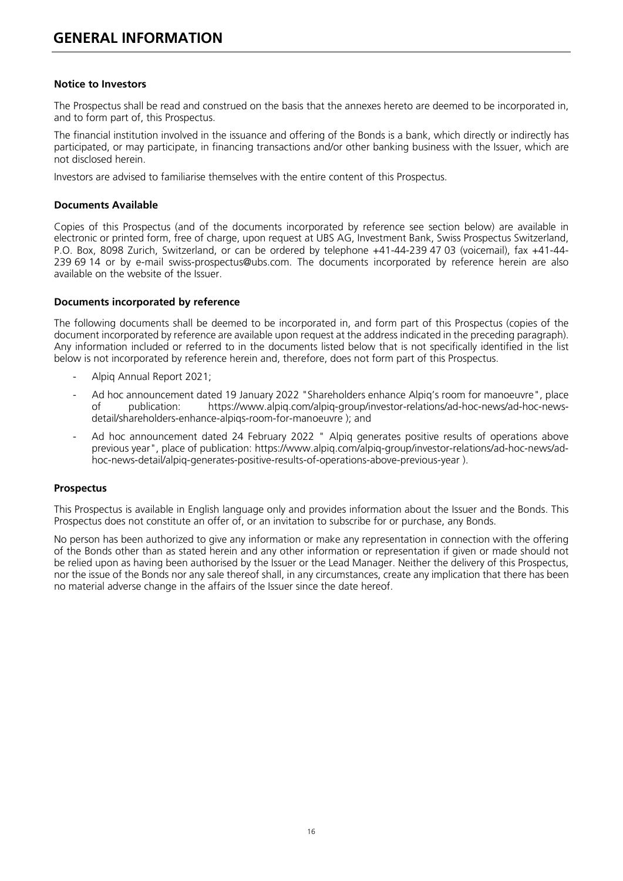# GENERAL INFORMATION

### Notice to Investors

The Prospectus shall be read and construed on the basis that the annexes hereto are deemed to be incorporated in, and to form part of, this Prospectus.

The financial institution involved in the issuance and offering of the Bonds is a bank, which directly or indirectly has participated, or may participate, in financing transactions and/or other banking business with the Issuer, which are not disclosed herein.

Investors are advised to familiarise themselves with the entire content of this Prospectus.

### Documents Available

Copies of this Prospectus (and of the documents incorporated by reference see section below) are available in electronic or printed form, free of charge, upon request at UBS AG, Investment Bank, Swiss Prospectus Switzerland, P.O. Box, 8098 Zurich, Switzerland, or can be ordered by telephone +41-44-239 47 03 (voicemail), fax +41-44-239 69 14 or by e-mail swiss-prospectus@ubs.com. The documents incorporated by reference herein are also available on the website of the Issuer.

### Documents incorporated by reference

The following documents shall be deemed to be incorporated in, and form part of this Prospectus (copies of the document incorporated by reference are available upon request at the address indicated in the preceding paragraph). Any information included or referred to in the documents listed below that is not specifically identified in the list below is not incorporated by reference herein and, therefore, does not form part of this Prospectus.

- Alpiq Annual Report 2021;
- Ad hoc announcement dated 19 January 2022 "Shareholders enhance Alpiq's room for manoeuvre", place of publication: https://www.alpiq.com/alpiq-group/investor-relations/ad-hoc-news/ad-hoc-news-detail/shareholders-enhance-alpiqs-room-for-manoeuvre ); and
- Ad hoc announcement dated 24 February 2022 " Alpiq generates positive results of operations above previous year", place of publication: https://www.alpiq.com/alpiq-group/investor-relations/ad-hoc-news/ad-hoc-news-detail/alpiq-generates-positive-results-of-operations-above-previous-year ).

### Prospectus

This Prospectus is available in English language only and provides information about the Issuer and the Bonds. This Prospectus does not constitute an offer of, or an invitation to subscribe for or purchase, any Bonds.

No person has been authorized to give any information or make any representation in connection with the offering of the Bonds other than as stated herein and any other information or representation if given or made should not be relied upon as having been authorised by the Issuer or the Lead Manager. Neither the delivery of this Prospectus, nor the issue of the Bonds nor any sale thereof shall, in any circumstances, create any implication that there has been no material adverse change in the affairs of the Issuer since the date hereof.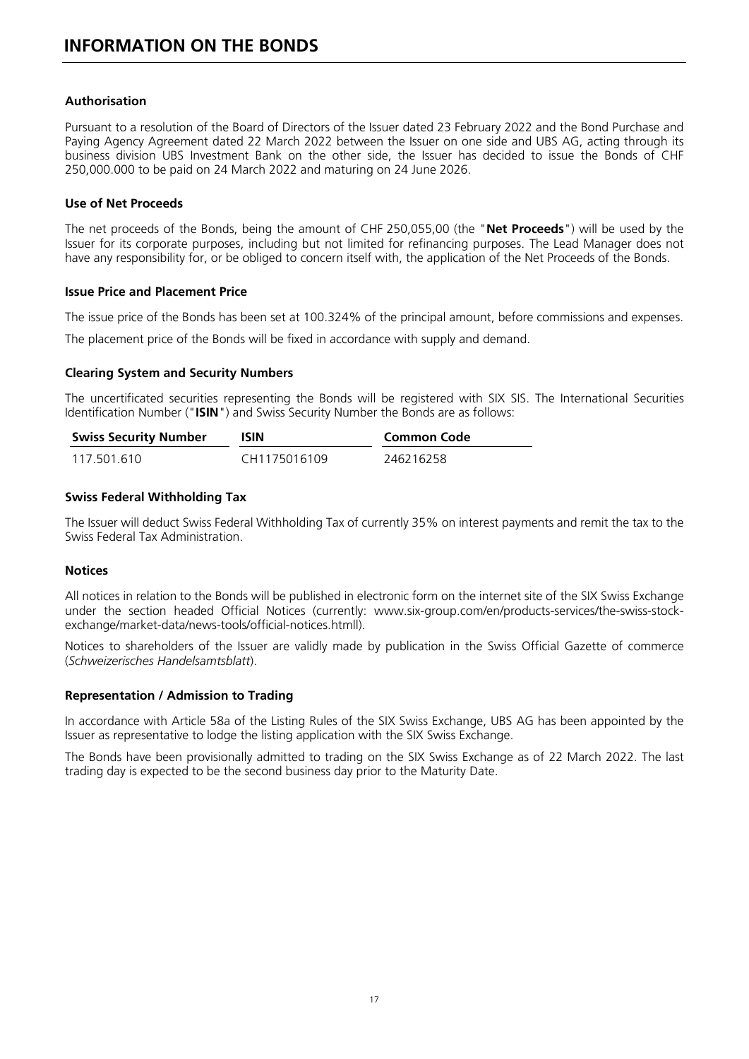# INFORMATION ON THE BONDS

### Authorisation

Pursuant to a resolution of the Board of Directors of the Issuer dated 23 February 2022 and the Bond Purchase and Paying Agency Agreement dated 22 March 2022 between the Issuer on one side and UBS AG, acting through its business division UBS Investment Bank on the other side, the Issuer has decided to issue the Bonds of CHF 250,000.000 to be paid on 24 March 2022 and maturing on 24 June 2026.

### Use of Net Proceeds

The net proceeds of the Bonds, being the amount of CHF 250,055,00 (the "**Net Proceeds**") will be used by the Issuer for its corporate purposes, including but not limited for refinancing purposes. The Lead Manager does not have any responsibility for, or be obliged to concern itself with, the application of the Net Proceeds of the Bonds.

### Issue Price and Placement Price

The issue price of the Bonds has been set at 100.324% of the principal amount, before commissions and expenses.

The placement price of the Bonds will be fixed in accordance with supply and demand.

### Clearing System and Security Numbers

The uncertificated securities representing the Bonds will be registered with SIX SIS. The International Securities Identification Number ("**ISIN**") and Swiss Security Number the Bonds are as follows:

| Swiss Security Number | ISIN | Common Code |
|---|---|---|
| 117.501.610 | CH1175016109 | 246216258 |

### Swiss Federal Withholding Tax

The Issuer will deduct Swiss Federal Withholding Tax of currently 35% on interest payments and remit the tax to the Swiss Federal Tax Administration.

### Notices

All notices in relation to the Bonds will be published in electronic form on the internet site of the SIX Swiss Exchange under the section headed Official Notices (currently: www.six-group.com/en/products-services/the-swiss-stock-exchange/market-data/news-tools/official-notices.htmll).

Notices to shareholders of the Issuer are validly made by publication in the Swiss Official Gazette of commerce (*Schweizerisches Handelsamtsblatt*).

### Representation / Admission to Trading

In accordance with Article 58a of the Listing Rules of the SIX Swiss Exchange, UBS AG has been appointed by the Issuer as representative to lodge the listing application with the SIX Swiss Exchange.

The Bonds have been provisionally admitted to trading on the SIX Swiss Exchange as of 22 March 2022. The last trading day is expected to be the second business day prior to the Maturity Date.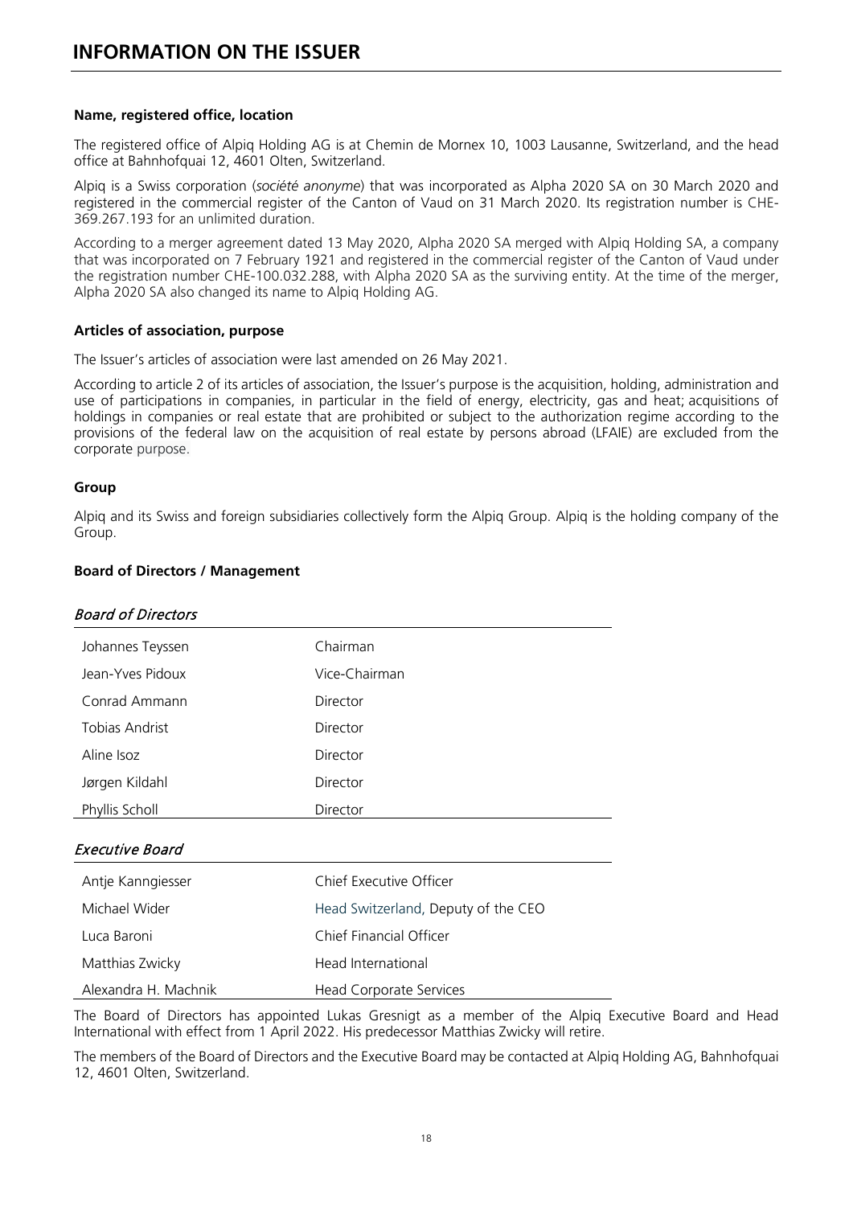# INFORMATION ON THE ISSUER

**Name, registered office, location**

The registered office of Alpiq Holding AG is at Chemin de Mornex 10, 1003 Lausanne, Switzerland, and the head office at Bahnhofquai 12, 4601 Olten, Switzerland.

Alpiq is a Swiss corporation (*société anonyme*) that was incorporated as Alpha 2020 SA on 30 March 2020 and registered in the commercial register of the Canton of Vaud on 31 March 2020. Its registration number is CHE-369.267.193 for an unlimited duration.

According to a merger agreement dated 13 May 2020, Alpha 2020 SA merged with Alpiq Holding SA, a company that was incorporated on 7 February 1921 and registered in the commercial register of the Canton of Vaud under the registration number CHE-100.032.288, with Alpha 2020 SA as the surviving entity. At the time of the merger, Alpha 2020 SA also changed its name to Alpiq Holding AG.

**Articles of association, purpose**

The Issuer's articles of association were last amended on 26 May 2021.

According to article 2 of its articles of association, the Issuer's purpose is the acquisition, holding, administration and use of participations in companies, in particular in the field of energy, electricity, gas and heat; acquisitions of holdings in companies or real estate that are prohibited or subject to the authorization regime according to the provisions of the federal law on the acquisition of real estate by persons abroad (LFAIE) are excluded from the corporate purpose.

**Group**

Alpiq and its Swiss and foreign subsidiaries collectively form the Alpiq Group. Alpiq is the holding company of the Group.

**Board of Directors / Management**

*Board of Directors*

| | |
|---|---|
| Johannes Teyssen | Chairman |
| Jean-Yves Pidoux | Vice-Chairman |
| Conrad Ammann | Director |
| Tobias Andrist | Director |
| Aline Isoz | Director |
| Jørgen Kildahl | Director |
| Phyllis Scholl | Director |

*Executive Board*

| | |
|---|---|
| Antje Kanngiesser | Chief Executive Officer |
| Michael Wider | Head Switzerland, Deputy of the CEO |
| Luca Baroni | Chief Financial Officer |
| Matthias Zwicky | Head International |
| Alexandra H. Machnik | Head Corporate Services |

The Board of Directors has appointed Lukas Gresnigt as a member of the Alpiq Executive Board and Head International with effect from 1 April 2022. His predecessor Matthias Zwicky will retire.

The members of the Board of Directors and the Executive Board may be contacted at Alpiq Holding AG, Bahnhofquai 12, 4601 Olten, Switzerland.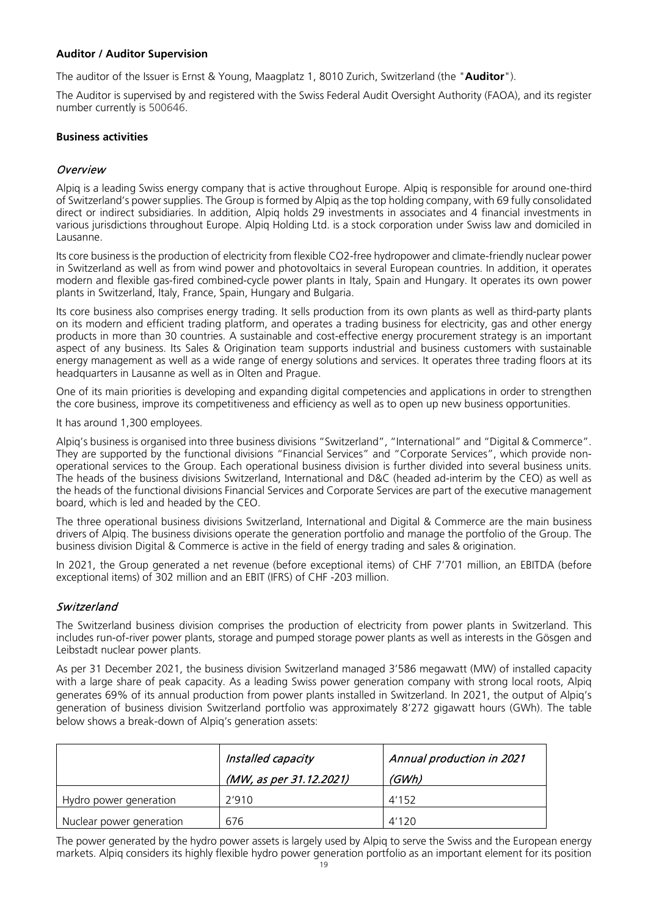**Auditor / Auditor Supervision**

The auditor of the Issuer is Ernst & Young, Maagplatz 1, 8010 Zurich, Switzerland (the "**Auditor**").

The Auditor is supervised by and registered with the Swiss Federal Audit Oversight Authority (FAOA), and its register number currently is 500646.

**Business activities**

*Overview*

Alpiq is a leading Swiss energy company that is active throughout Europe. Alpiq is responsible for around one-third of Switzerland's power supplies. The Group is formed by Alpiq as the top holding company, with 69 fully consolidated direct or indirect subsidiaries. In addition, Alpiq holds 29 investments in associates and 4 financial investments in various jurisdictions throughout Europe. Alpiq Holding Ltd. is a stock corporation under Swiss law and domiciled in Lausanne.

Its core business is the production of electricity from flexible CO2-free hydropower and climate-friendly nuclear power in Switzerland as well as from wind power and photovoltaics in several European countries. In addition, it operates modern and flexible gas-fired combined-cycle power plants in Italy, Spain and Hungary. It operates its own power plants in Switzerland, Italy, France, Spain, Hungary and Bulgaria.

Its core business also comprises energy trading. It sells production from its own plants as well as third-party plants on its modern and efficient trading platform, and operates a trading business for electricity, gas and other energy products in more than 30 countries. A sustainable and cost-effective energy procurement strategy is an important aspect of any business. Its Sales & Origination team supports industrial and business customers with sustainable energy management as well as a wide range of energy solutions and services. It operates three trading floors at its headquarters in Lausanne as well as in Olten and Prague.

One of its main priorities is developing and expanding digital competencies and applications in order to strengthen the core business, improve its competitiveness and efficiency as well as to open up new business opportunities.

It has around 1,300 employees.

Alpiq's business is organised into three business divisions "Switzerland", "International" and "Digital & Commerce". They are supported by the functional divisions "Financial Services" and "Corporate Services", which provide non-operational services to the Group. Each operational business division is further divided into several business units. The heads of the business divisions Switzerland, International and D&C (headed ad-interim by the CEO) as well as the heads of the functional divisions Financial Services and Corporate Services are part of the executive management board, which is led and headed by the CEO.

The three operational business divisions Switzerland, International and Digital & Commerce are the main business drivers of Alpiq. The business divisions operate the generation portfolio and manage the portfolio of the Group. The business division Digital & Commerce is active in the field of energy trading and sales & origination.

In 2021, the Group generated a net revenue (before exceptional items) of CHF 7'701 million, an EBITDA (before exceptional items) of 302 million and an EBIT (IFRS) of CHF -203 million.

*Switzerland*

The Switzerland business division comprises the production of electricity from power plants in Switzerland. This includes run-of-river power plants, storage and pumped storage power plants as well as interests in the Gösgen and Leibstadt nuclear power plants.

As per 31 December 2021, the business division Switzerland managed 3'586 megawatt (MW) of installed capacity with a large share of peak capacity. As a leading Swiss power generation company with strong local roots, Alpiq generates 69% of its annual production from power plants installed in Switzerland. In 2021, the output of Alpiq's generation of business division Switzerland portfolio was approximately 8'272 gigawatt hours (GWh). The table below shows a break-down of Alpiq's generation assets:

| | *Installed capacity (MW, as per 31.12.2021)* | *Annual production in 2021 (GWh)* |
|---|---|---|
| Hydro power generation | 2'910 | 4'152 |
| Nuclear power generation | 676 | 4'120 |

The power generated by the hydro power assets is largely used by Alpiq to serve the Swiss and the European energy markets. Alpiq considers its highly flexible hydro power generation portfolio as an important element for its position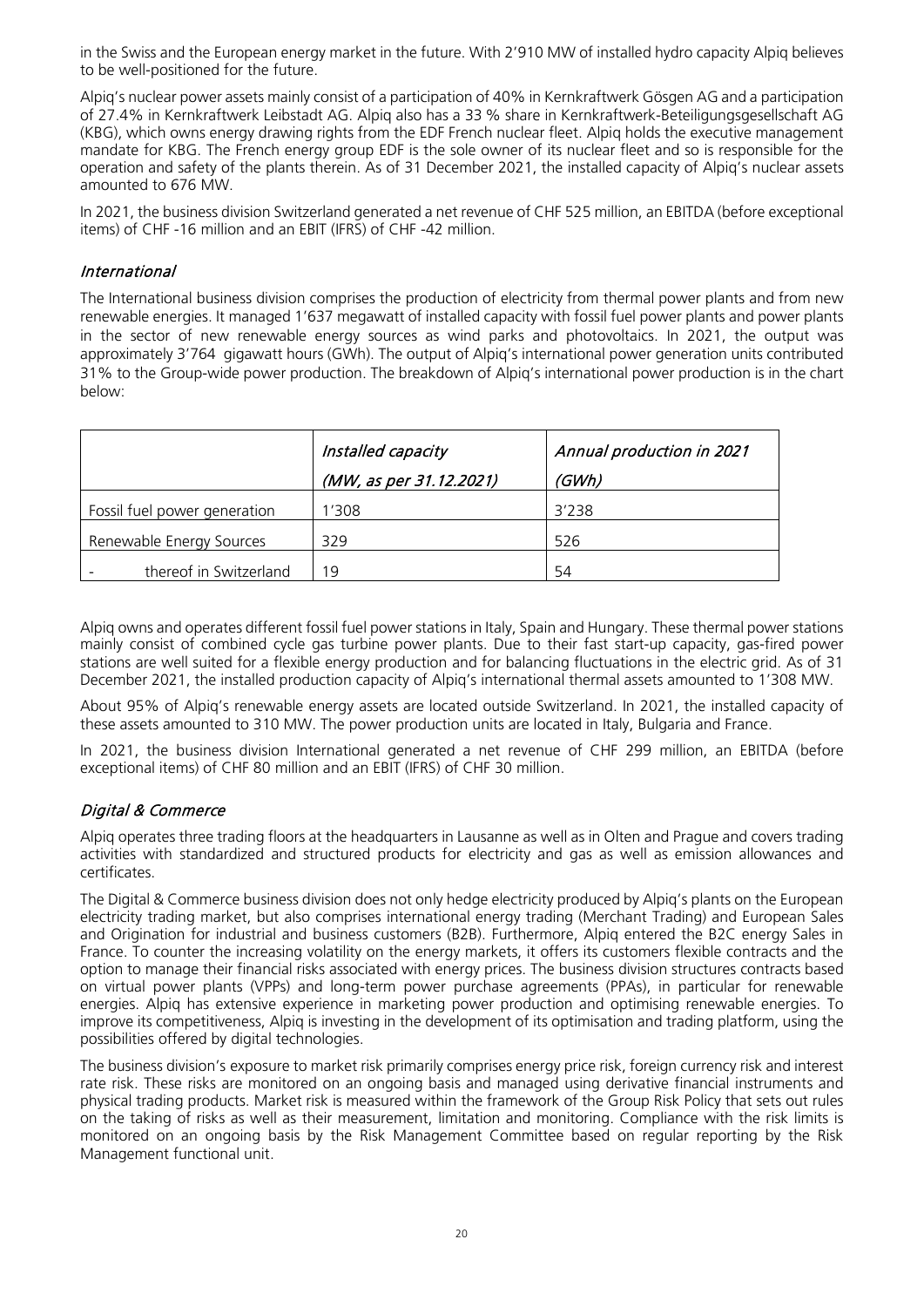in the Swiss and the European energy market in the future. With 2'910 MW of installed hydro capacity Alpiq believes to be well-positioned for the future.

Alpiq's nuclear power assets mainly consist of a participation of 40% in Kernkraftwerk Gösgen AG and a participation of 27.4% in Kernkraftwerk Leibstadt AG. Alpiq also has a 33 % share in Kernkraftwerk-Beteiligungsgesellschaft AG (KBG), which owns energy drawing rights from the EDF French nuclear fleet. Alpiq holds the executive management mandate for KBG. The French energy group EDF is the sole owner of its nuclear fleet and so is responsible for the operation and safety of the plants therein. As of 31 December 2021, the installed capacity of Alpiq's nuclear assets amounted to 676 MW.

In 2021, the business division Switzerland generated a net revenue of CHF 525 million, an EBITDA (before exceptional items) of CHF -16 million and an EBIT (IFRS) of CHF -42 million.

### *International*

The International business division comprises the production of electricity from thermal power plants and from new renewable energies. It managed 1'637 megawatt of installed capacity with fossil fuel power plants and power plants in the sector of new renewable energy sources as wind parks and photovoltaics. In 2021, the output was approximately 3'764 gigawatt hours (GWh). The output of Alpiq's international power generation units contributed 31% to the Group-wide power production. The breakdown of Alpiq's international power production is in the chart below:

| | *Installed capacity (MW, as per 31.12.2021)* | *Annual production in 2021 (GWh)* |
|---|---|---|
| Fossil fuel power generation | 1'308 | 3'238 |
| Renewable Energy Sources | 329 | 526 |
| - thereof in Switzerland | 19 | 54 |

Alpiq owns and operates different fossil fuel power stations in Italy, Spain and Hungary. These thermal power stations mainly consist of combined cycle gas turbine power plants. Due to their fast start-up capacity, gas-fired power stations are well suited for a flexible energy production and for balancing fluctuations in the electric grid. As of 31 December 2021, the installed production capacity of Alpiq's international thermal assets amounted to 1'308 MW.

About 95% of Alpiq's renewable energy assets are located outside Switzerland. In 2021, the installed capacity of these assets amounted to 310 MW. The power production units are located in Italy, Bulgaria and France.

In 2021, the business division International generated a net revenue of CHF 299 million, an EBITDA (before exceptional items) of CHF 80 million and an EBIT (IFRS) of CHF 30 million.

### *Digital & Commerce*

Alpiq operates three trading floors at the headquarters in Lausanne as well as in Olten and Prague and covers trading activities with standardized and structured products for electricity and gas as well as emission allowances and certificates.

The Digital & Commerce business division does not only hedge electricity produced by Alpiq's plants on the European electricity trading market, but also comprises international energy trading (Merchant Trading) and European Sales and Origination for industrial and business customers (B2B). Furthermore, Alpiq entered the B2C energy Sales in France. To counter the increasing volatility on the energy markets, it offers its customers flexible contracts and the option to manage their financial risks associated with energy prices. The business division structures contracts based on virtual power plants (VPPs) and long-term power purchase agreements (PPAs), in particular for renewable energies. Alpiq has extensive experience in marketing power production and optimising renewable energies. To improve its competitiveness, Alpiq is investing in the development of its optimisation and trading platform, using the possibilities offered by digital technologies.

The business division's exposure to market risk primarily comprises energy price risk, foreign currency risk and interest rate risk. These risks are monitored on an ongoing basis and managed using derivative financial instruments and physical trading products. Market risk is measured within the framework of the Group Risk Policy that sets out rules on the taking of risks as well as their measurement, limitation and monitoring. Compliance with the risk limits is monitored on an ongoing basis by the Risk Management Committee based on regular reporting by the Risk Management functional unit.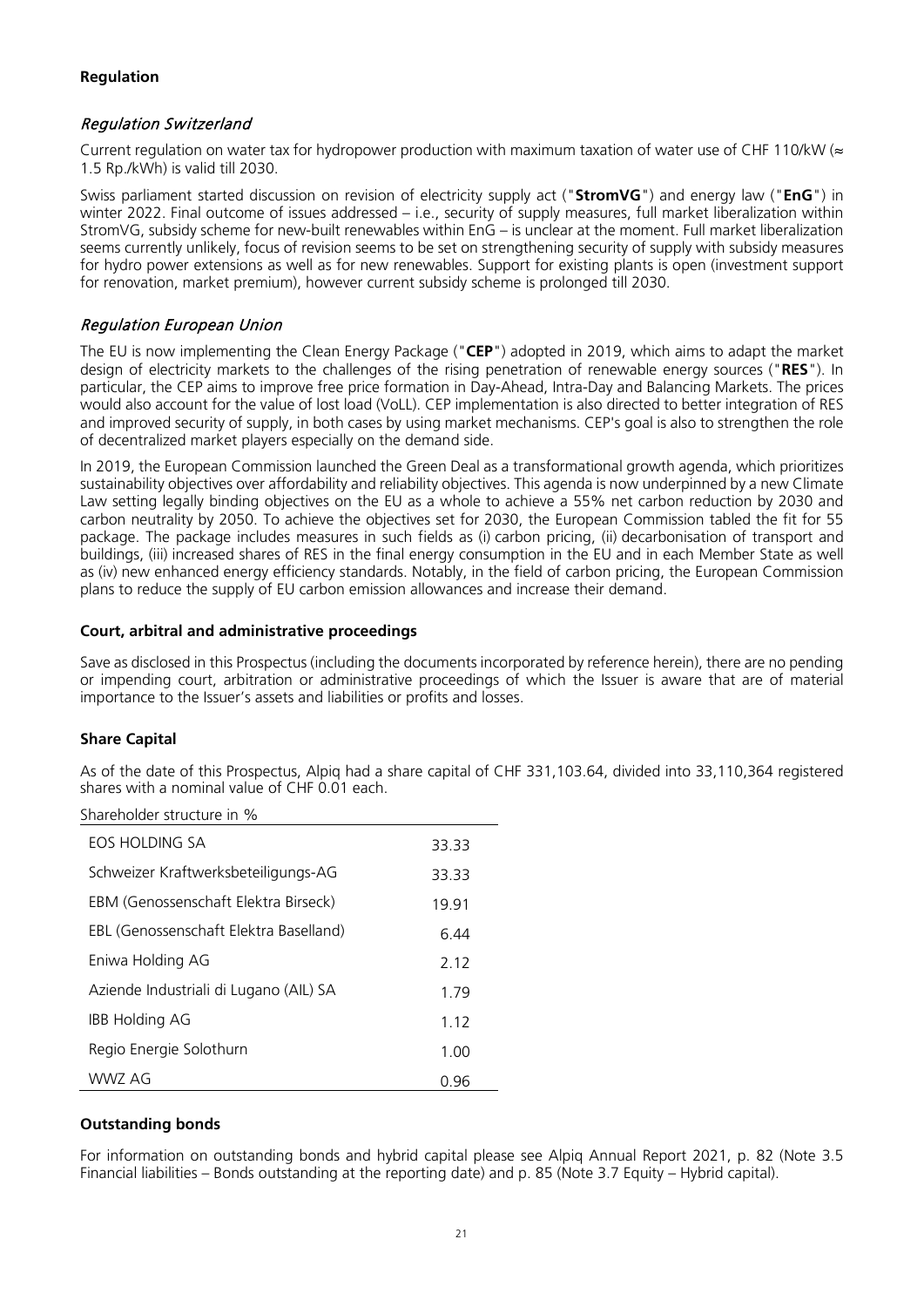## Regulation

### *Regulation Switzerland*

Current regulation on water tax for hydropower production with maximum taxation of water use of CHF 110/kW (≈ 1.5 Rp./kWh) is valid till 2030.

Swiss parliament started discussion on revision of electricity supply act ("**StromVG**") and energy law ("**EnG**") in winter 2022. Final outcome of issues addressed – i.e., security of supply measures, full market liberalization within StromVG, subsidy scheme for new-built renewables within EnG – is unclear at the moment. Full market liberalization seems currently unlikely, focus of revision seems to be set on strengthening security of supply with subsidy measures for hydro power extensions as well as for new renewables. Support for existing plants is open (investment support for renovation, market premium), however current subsidy scheme is prolonged till 2030.

### *Regulation European Union*

The EU is now implementing the Clean Energy Package ("**CEP**") adopted in 2019, which aims to adapt the market design of electricity markets to the challenges of the rising penetration of renewable energy sources ("**RES**"). In particular, the CEP aims to improve free price formation in Day-Ahead, Intra-Day and Balancing Markets. The prices would also account for the value of lost load (VoLL). CEP implementation is also directed to better integration of RES and improved security of supply, in both cases by using market mechanisms. CEP's goal is also to strengthen the role of decentralized market players especially on the demand side.

In 2019, the European Commission launched the Green Deal as a transformational growth agenda, which prioritizes sustainability objectives over affordability and reliability objectives. This agenda is now underpinned by a new Climate Law setting legally binding objectives on the EU as a whole to achieve a 55% net carbon reduction by 2030 and carbon neutrality by 2050. To achieve the objectives set for 2030, the European Commission tabled the fit for 55 package. The package includes measures in such fields as (i) carbon pricing, (ii) decarbonisation of transport and buildings, (iii) increased shares of RES in the final energy consumption in the EU and in each Member State as well as (iv) new enhanced energy efficiency standards. Notably, in the field of carbon pricing, the European Commission plans to reduce the supply of EU carbon emission allowances and increase their demand.

## Court, arbitral and administrative proceedings

Save as disclosed in this Prospectus (including the documents incorporated by reference herein), there are no pending or impending court, arbitration or administrative proceedings of which the Issuer is aware that are of material importance to the Issuer's assets and liabilities or profits and losses.

## Share Capital

As of the date of this Prospectus, Alpiq had a share capital of CHF 331,103.64, divided into 33,110,364 registered shares with a nominal value of CHF 0.01 each.

| Shareholder structure in % | |
|---|---|
| EOS HOLDING SA | 33.33 |
| Schweizer Kraftwerksbeteiligungs-AG | 33.33 |
| EBM (Genossenschaft Elektra Birseck) | 19.91 |
| EBL (Genossenschaft Elektra Baselland) | 6.44 |
| Eniwa Holding AG | 2.12 |
| Aziende Industriali di Lugano (AIL) SA | 1.79 |
| IBB Holding AG | 1.12 |
| Regio Energie Solothurn | 1.00 |
| WWZ AG | 0.96 |

## Outstanding bonds

For information on outstanding bonds and hybrid capital please see Alpiq Annual Report 2021, p. 82 (Note 3.5 Financial liabilities – Bonds outstanding at the reporting date) and p. 85 (Note 3.7 Equity – Hybrid capital).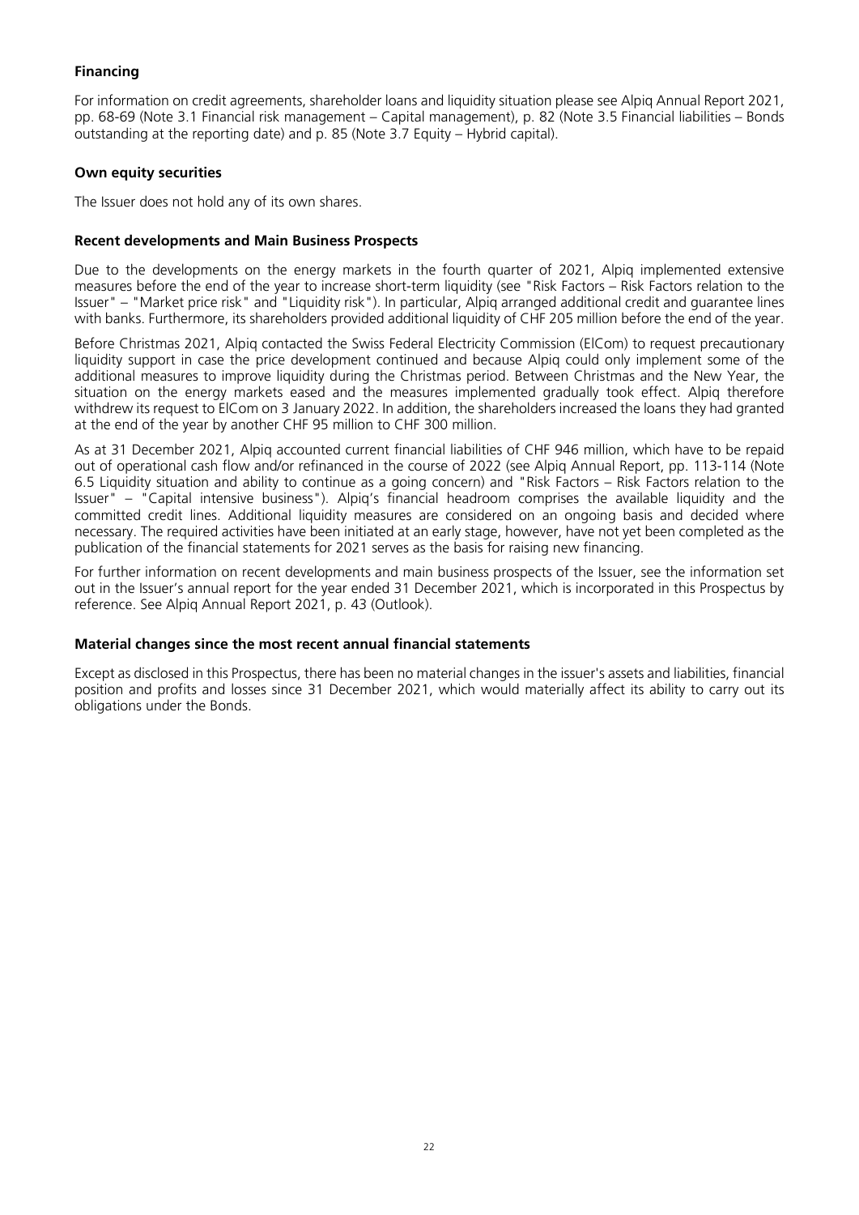**Financing**

For information on credit agreements, shareholder loans and liquidity situation please see Alpiq Annual Report 2021, pp. 68-69 (Note 3.1 Financial risk management – Capital management), p. 82 (Note 3.5 Financial liabilities – Bonds outstanding at the reporting date) and p. 85 (Note 3.7 Equity – Hybrid capital).

**Own equity securities**

The Issuer does not hold any of its own shares.

**Recent developments and Main Business Prospects**

Due to the developments on the energy markets in the fourth quarter of 2021, Alpiq implemented extensive measures before the end of the year to increase short-term liquidity (see "Risk Factors – Risk Factors relation to the Issuer" – "Market price risk" and "Liquidity risk"). In particular, Alpiq arranged additional credit and guarantee lines with banks. Furthermore, its shareholders provided additional liquidity of CHF 205 million before the end of the year.

Before Christmas 2021, Alpiq contacted the Swiss Federal Electricity Commission (ElCom) to request precautionary liquidity support in case the price development continued and because Alpiq could only implement some of the additional measures to improve liquidity during the Christmas period. Between Christmas and the New Year, the situation on the energy markets eased and the measures implemented gradually took effect. Alpiq therefore withdrew its request to ElCom on 3 January 2022. In addition, the shareholders increased the loans they had granted at the end of the year by another CHF 95 million to CHF 300 million.

As at 31 December 2021, Alpiq accounted current financial liabilities of CHF 946 million, which have to be repaid out of operational cash flow and/or refinanced in the course of 2022 (see Alpiq Annual Report, pp. 113-114 (Note 6.5 Liquidity situation and ability to continue as a going concern) and "Risk Factors – Risk Factors relation to the Issuer" – "Capital intensive business"). Alpiq's financial headroom comprises the available liquidity and the committed credit lines. Additional liquidity measures are considered on an ongoing basis and decided where necessary. The required activities have been initiated at an early stage, however, have not yet been completed as the publication of the financial statements for 2021 serves as the basis for raising new financing.

For further information on recent developments and main business prospects of the Issuer, see the information set out in the Issuer's annual report for the year ended 31 December 2021, which is incorporated in this Prospectus by reference. See Alpiq Annual Report 2021, p. 43 (Outlook).

**Material changes since the most recent annual financial statements**

Except as disclosed in this Prospectus, there has been no material changes in the issuer's assets and liabilities, financial position and profits and losses since 31 December 2021, which would materially affect its ability to carry out its obligations under the Bonds.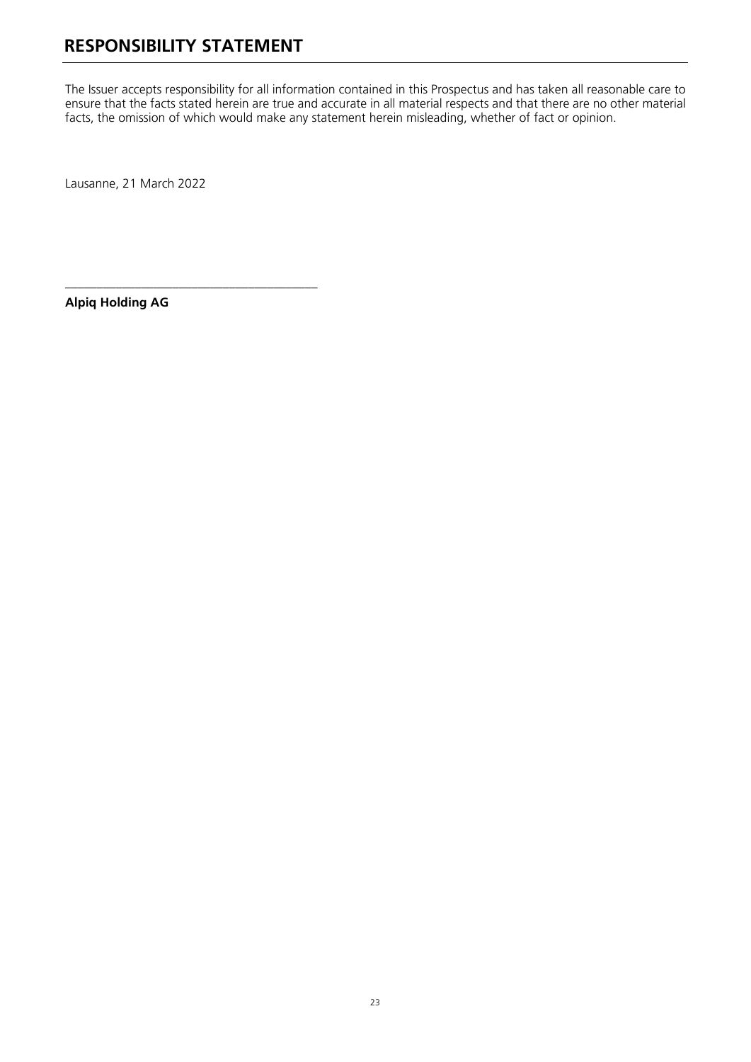# RESPONSIBILITY STATEMENT

The Issuer accepts responsibility for all information contained in this Prospectus and has taken all reasonable care to ensure that the facts stated herein are true and accurate in all material respects and that there are no other material facts, the omission of which would make any statement herein misleading, whether of fact or opinion.

Lausanne, 21 March 2022

\_\_\_\_\_\_\_\_\_\_\_\_\_\_\_\_\_\_\_\_\_\_\_\_\_\_\_\_\_\_\_\_\_\_\_\_\_\_\_\_

**Alpiq Holding AG**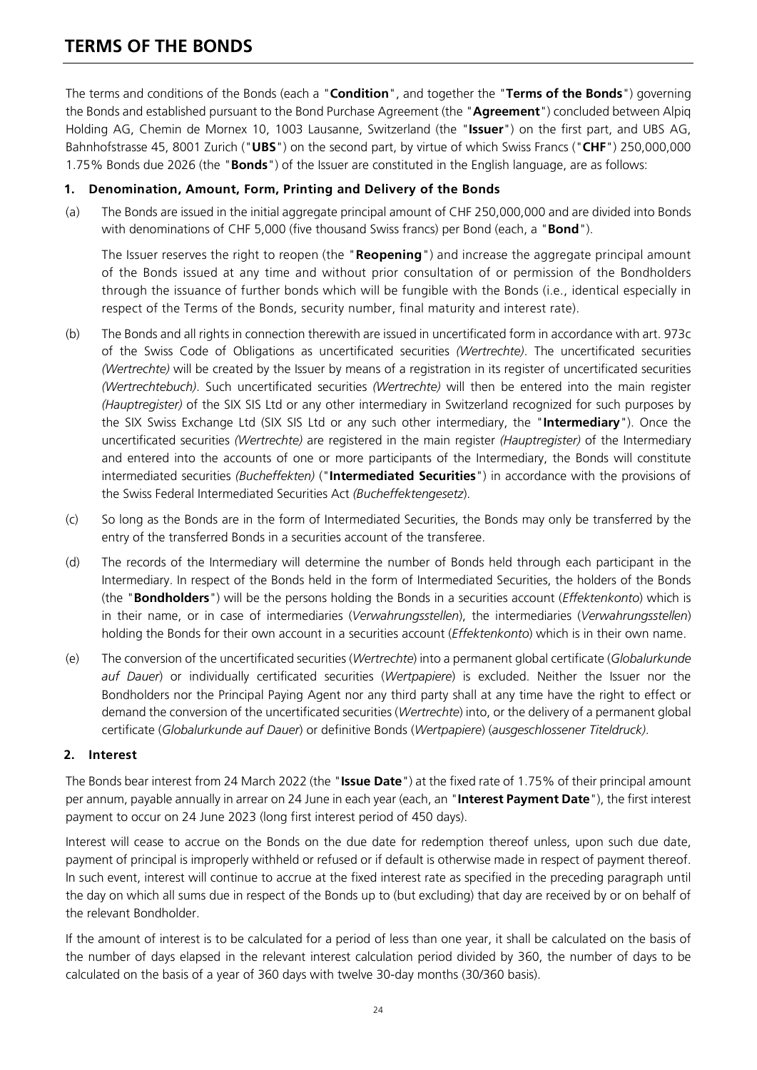# TERMS OF THE BONDS

The terms and conditions of the Bonds (each a "**Condition**", and together the "**Terms of the Bonds**") governing the Bonds and established pursuant to the Bond Purchase Agreement (the "**Agreement**") concluded between Alpiq Holding AG, Chemin de Mornex 10, 1003 Lausanne, Switzerland (the "**Issuer**") on the first part, and UBS AG, Bahnhofstrasse 45, 8001 Zurich ("**UBS**") on the second part, by virtue of which Swiss Francs ("**CHF**") 250,000,000 1.75% Bonds due 2026 (the "**Bonds**") of the Issuer are constituted in the English language, are as follows:

### 1. Denomination, Amount, Form, Printing and Delivery of the Bonds

(a) The Bonds are issued in the initial aggregate principal amount of CHF 250,000,000 and are divided into Bonds with denominations of CHF 5,000 (five thousand Swiss francs) per Bond (each, a "**Bond**").

The Issuer reserves the right to reopen (the "**Reopening**") and increase the aggregate principal amount of the Bonds issued at any time and without prior consultation of or permission of the Bondholders through the issuance of further bonds which will be fungible with the Bonds (i.e., identical especially in respect of the Terms of the Bonds, security number, final maturity and interest rate).

(b) The Bonds and all rights in connection therewith are issued in uncertificated form in accordance with art. 973c of the Swiss Code of Obligations as uncertificated securities *(Wertrechte)*. The uncertificated securities *(Wertrechte)* will be created by the Issuer by means of a registration in its register of uncertificated securities *(Wertrechtebuch)*. Such uncertificated securities *(Wertrechte)* will then be entered into the main register *(Hauptregister)* of the SIX SIS Ltd or any other intermediary in Switzerland recognized for such purposes by the SIX Swiss Exchange Ltd (SIX SIS Ltd or any such other intermediary, the "**Intermediary**"). Once the uncertificated securities *(Wertrechte)* are registered in the main register *(Hauptregister)* of the Intermediary and entered into the accounts of one or more participants of the Intermediary, the Bonds will constitute intermediated securities *(Bucheffekten)* ("**Intermediated Securities**") in accordance with the provisions of the Swiss Federal Intermediated Securities Act *(Bucheffektengesetz)*.

(c) So long as the Bonds are in the form of Intermediated Securities, the Bonds may only be transferred by the entry of the transferred Bonds in a securities account of the transferee.

(d) The records of the Intermediary will determine the number of Bonds held through each participant in the Intermediary. In respect of the Bonds held in the form of Intermediated Securities, the holders of the Bonds (the "**Bondholders**") will be the persons holding the Bonds in a securities account (*Effektenkonto*) which is in their name, or in case of intermediaries (*Verwahrungsstellen*), the intermediaries (*Verwahrungsstellen*) holding the Bonds for their own account in a securities account (*Effektenkonto*) which is in their own name.

(e) The conversion of the uncertificated securities (*Wertrechte*) into a permanent global certificate (*Globalurkunde auf Dauer*) or individually certificated securities (*Wertpapiere*) is excluded. Neither the Issuer nor the Bondholders nor the Principal Paying Agent nor any third party shall at any time have the right to effect or demand the conversion of the uncertificated securities (*Wertrechte*) into, or the delivery of a permanent global certificate (*Globalurkunde auf Dauer*) or definitive Bonds (*Wertpapiere*) (*ausgeschlossener Titeldruck)*.

### 2. Interest

The Bonds bear interest from 24 March 2022 (the "**Issue Date**") at the fixed rate of 1.75% of their principal amount per annum, payable annually in arrear on 24 June in each year (each, an "**Interest Payment Date**"), the first interest payment to occur on 24 June 2023 (long first interest period of 450 days).

Interest will cease to accrue on the Bonds on the due date for redemption thereof unless, upon such due date, payment of principal is improperly withheld or refused or if default is otherwise made in respect of payment thereof. In such event, interest will continue to accrue at the fixed interest rate as specified in the preceding paragraph until the day on which all sums due in respect of the Bonds up to (but excluding) that day are received by or on behalf of the relevant Bondholder.

If the amount of interest is to be calculated for a period of less than one year, it shall be calculated on the basis of the number of days elapsed in the relevant interest calculation period divided by 360, the number of days to be calculated on the basis of a year of 360 days with twelve 30-day months (30/360 basis).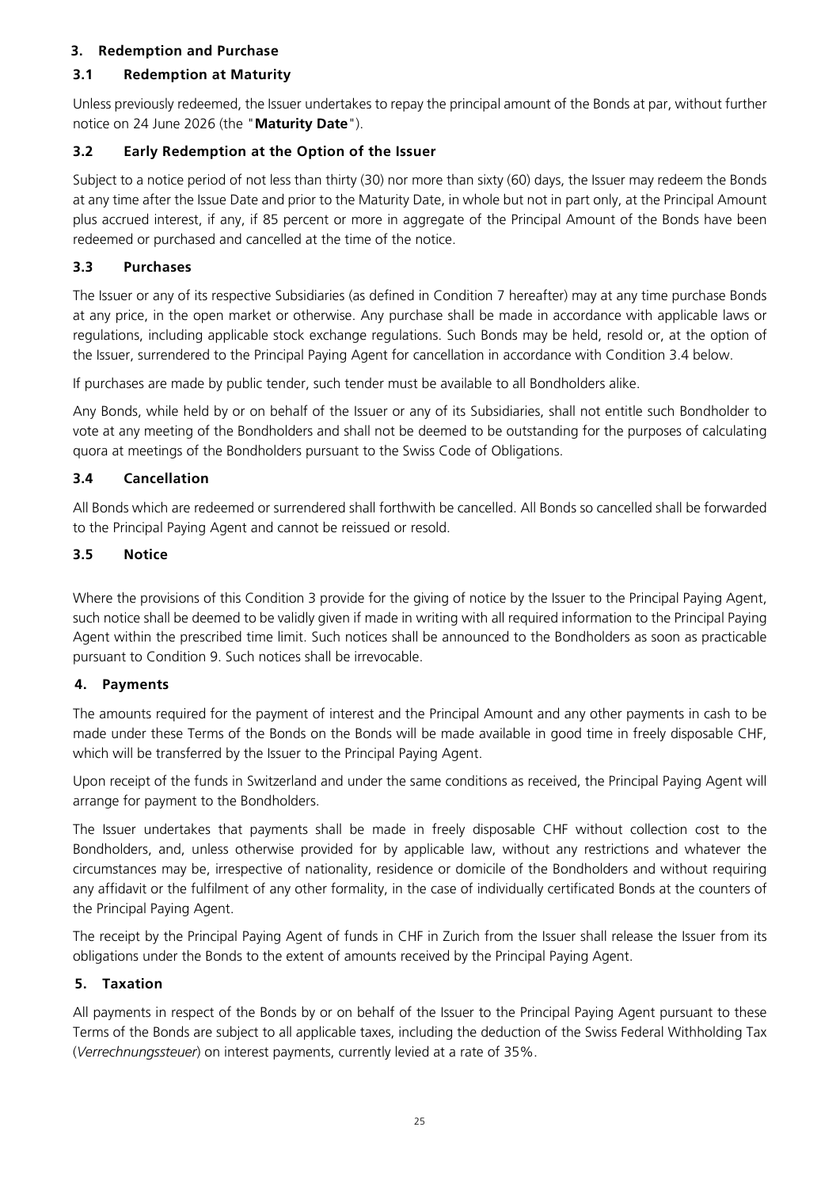## 3. Redemption and Purchase

### 3.1 Redemption at Maturity

Unless previously redeemed, the Issuer undertakes to repay the principal amount of the Bonds at par, without further notice on 24 June 2026 (the "**Maturity Date**").

### 3.2 Early Redemption at the Option of the Issuer

Subject to a notice period of not less than thirty (30) nor more than sixty (60) days, the Issuer may redeem the Bonds at any time after the Issue Date and prior to the Maturity Date, in whole but not in part only, at the Principal Amount plus accrued interest, if any, if 85 percent or more in aggregate of the Principal Amount of the Bonds have been redeemed or purchased and cancelled at the time of the notice.

### 3.3 Purchases

The Issuer or any of its respective Subsidiaries (as defined in Condition 7 hereafter) may at any time purchase Bonds at any price, in the open market or otherwise. Any purchase shall be made in accordance with applicable laws or regulations, including applicable stock exchange regulations. Such Bonds may be held, resold or, at the option of the Issuer, surrendered to the Principal Paying Agent for cancellation in accordance with Condition 3.4 below.

If purchases are made by public tender, such tender must be available to all Bondholders alike.

Any Bonds, while held by or on behalf of the Issuer or any of its Subsidiaries, shall not entitle such Bondholder to vote at any meeting of the Bondholders and shall not be deemed to be outstanding for the purposes of calculating quora at meetings of the Bondholders pursuant to the Swiss Code of Obligations.

### 3.4 Cancellation

All Bonds which are redeemed or surrendered shall forthwith be cancelled. All Bonds so cancelled shall be forwarded to the Principal Paying Agent and cannot be reissued or resold.

### 3.5 Notice

Where the provisions of this Condition 3 provide for the giving of notice by the Issuer to the Principal Paying Agent, such notice shall be deemed to be validly given if made in writing with all required information to the Principal Paying Agent within the prescribed time limit. Such notices shall be announced to the Bondholders as soon as practicable pursuant to Condition 9. Such notices shall be irrevocable.

## 4. Payments

The amounts required for the payment of interest and the Principal Amount and any other payments in cash to be made under these Terms of the Bonds on the Bonds will be made available in good time in freely disposable CHF, which will be transferred by the Issuer to the Principal Paying Agent.

Upon receipt of the funds in Switzerland and under the same conditions as received, the Principal Paying Agent will arrange for payment to the Bondholders.

The Issuer undertakes that payments shall be made in freely disposable CHF without collection cost to the Bondholders, and, unless otherwise provided for by applicable law, without any restrictions and whatever the circumstances may be, irrespective of nationality, residence or domicile of the Bondholders and without requiring any affidavit or the fulfilment of any other formality, in the case of individually certificated Bonds at the counters of the Principal Paying Agent.

The receipt by the Principal Paying Agent of funds in CHF in Zurich from the Issuer shall release the Issuer from its obligations under the Bonds to the extent of amounts received by the Principal Paying Agent.

## 5. Taxation

All payments in respect of the Bonds by or on behalf of the Issuer to the Principal Paying Agent pursuant to these Terms of the Bonds are subject to all applicable taxes, including the deduction of the Swiss Federal Withholding Tax (*Verrechnungssteuer*) on interest payments, currently levied at a rate of 35%.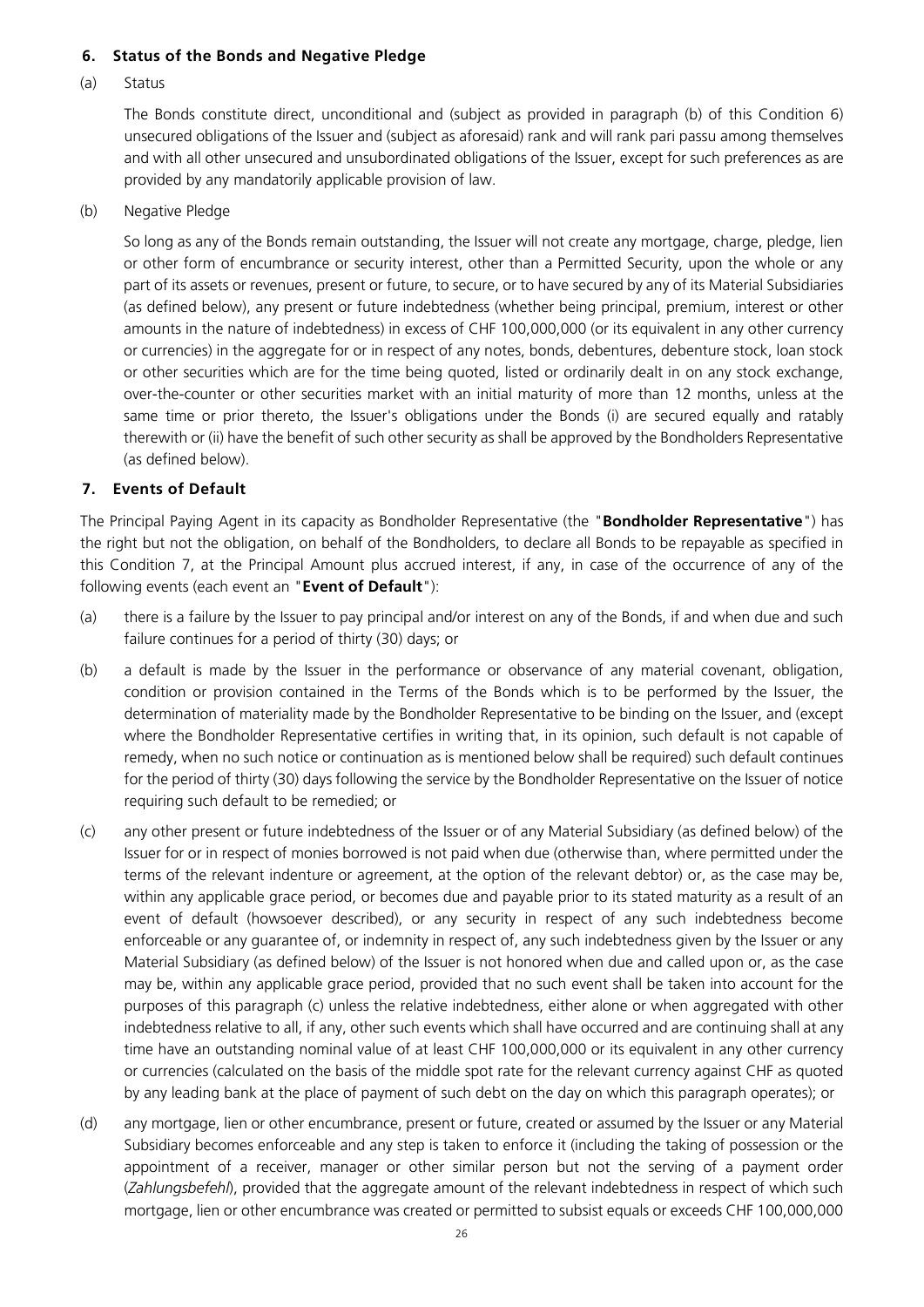## 6. Status of the Bonds and Negative Pledge

(a) Status

The Bonds constitute direct, unconditional and (subject as provided in paragraph (b) of this Condition 6) unsecured obligations of the Issuer and (subject as aforesaid) rank and will rank pari passu among themselves and with all other unsecured and unsubordinated obligations of the Issuer, except for such preferences as are provided by any mandatorily applicable provision of law.

(b) Negative Pledge

So long as any of the Bonds remain outstanding, the Issuer will not create any mortgage, charge, pledge, lien or other form of encumbrance or security interest, other than a Permitted Security, upon the whole or any part of its assets or revenues, present or future, to secure, or to have secured by any of its Material Subsidiaries (as defined below), any present or future indebtedness (whether being principal, premium, interest or other amounts in the nature of indebtedness) in excess of CHF 100,000,000 (or its equivalent in any other currency or currencies) in the aggregate for or in respect of any notes, bonds, debentures, debenture stock, loan stock or other securities which are for the time being quoted, listed or ordinarily dealt in on any stock exchange, over-the-counter or other securities market with an initial maturity of more than 12 months, unless at the same time or prior thereto, the Issuer's obligations under the Bonds (i) are secured equally and ratably therewith or (ii) have the benefit of such other security as shall be approved by the Bondholders Representative (as defined below).

## 7. Events of Default

The Principal Paying Agent in its capacity as Bondholder Representative (the "**Bondholder Representative**") has the right but not the obligation, on behalf of the Bondholders, to declare all Bonds to be repayable as specified in this Condition 7, at the Principal Amount plus accrued interest, if any, in case of the occurrence of any of the following events (each event an "**Event of Default**"):

(a) there is a failure by the Issuer to pay principal and/or interest on any of the Bonds, if and when due and such failure continues for a period of thirty (30) days; or

(b) a default is made by the Issuer in the performance or observance of any material covenant, obligation, condition or provision contained in the Terms of the Bonds which is to be performed by the Issuer, the determination of materiality made by the Bondholder Representative to be binding on the Issuer, and (except where the Bondholder Representative certifies in writing that, in its opinion, such default is not capable of remedy, when no such notice or continuation as is mentioned below shall be required) such default continues for the period of thirty (30) days following the service by the Bondholder Representative on the Issuer of notice requiring such default to be remedied; or

(c) any other present or future indebtedness of the Issuer or of any Material Subsidiary (as defined below) of the Issuer for or in respect of monies borrowed is not paid when due (otherwise than, where permitted under the terms of the relevant indenture or agreement, at the option of the relevant debtor) or, as the case may be, within any applicable grace period, or becomes due and payable prior to its stated maturity as a result of an event of default (howsoever described), or any security in respect of any such indebtedness become enforceable or any guarantee of, or indemnity in respect of, any such indebtedness given by the Issuer or any Material Subsidiary (as defined below) of the Issuer is not honored when due and called upon or, as the case may be, within any applicable grace period, provided that no such event shall be taken into account for the purposes of this paragraph (c) unless the relative indebtedness, either alone or when aggregated with other indebtedness relative to all, if any, other such events which shall have occurred and are continuing shall at any time have an outstanding nominal value of at least CHF 100,000,000 or its equivalent in any other currency or currencies (calculated on the basis of the middle spot rate for the relevant currency against CHF as quoted by any leading bank at the place of payment of such debt on the day on which this paragraph operates); or

(d) any mortgage, lien or other encumbrance, present or future, created or assumed by the Issuer or any Material Subsidiary becomes enforceable and any step is taken to enforce it (including the taking of possession or the appointment of a receiver, manager or other similar person but not the serving of a payment order (*Zahlungsbefehl*), provided that the aggregate amount of the relevant indebtedness in respect of which such mortgage, lien or other encumbrance was created or permitted to subsist equals or exceeds CHF 100,000,000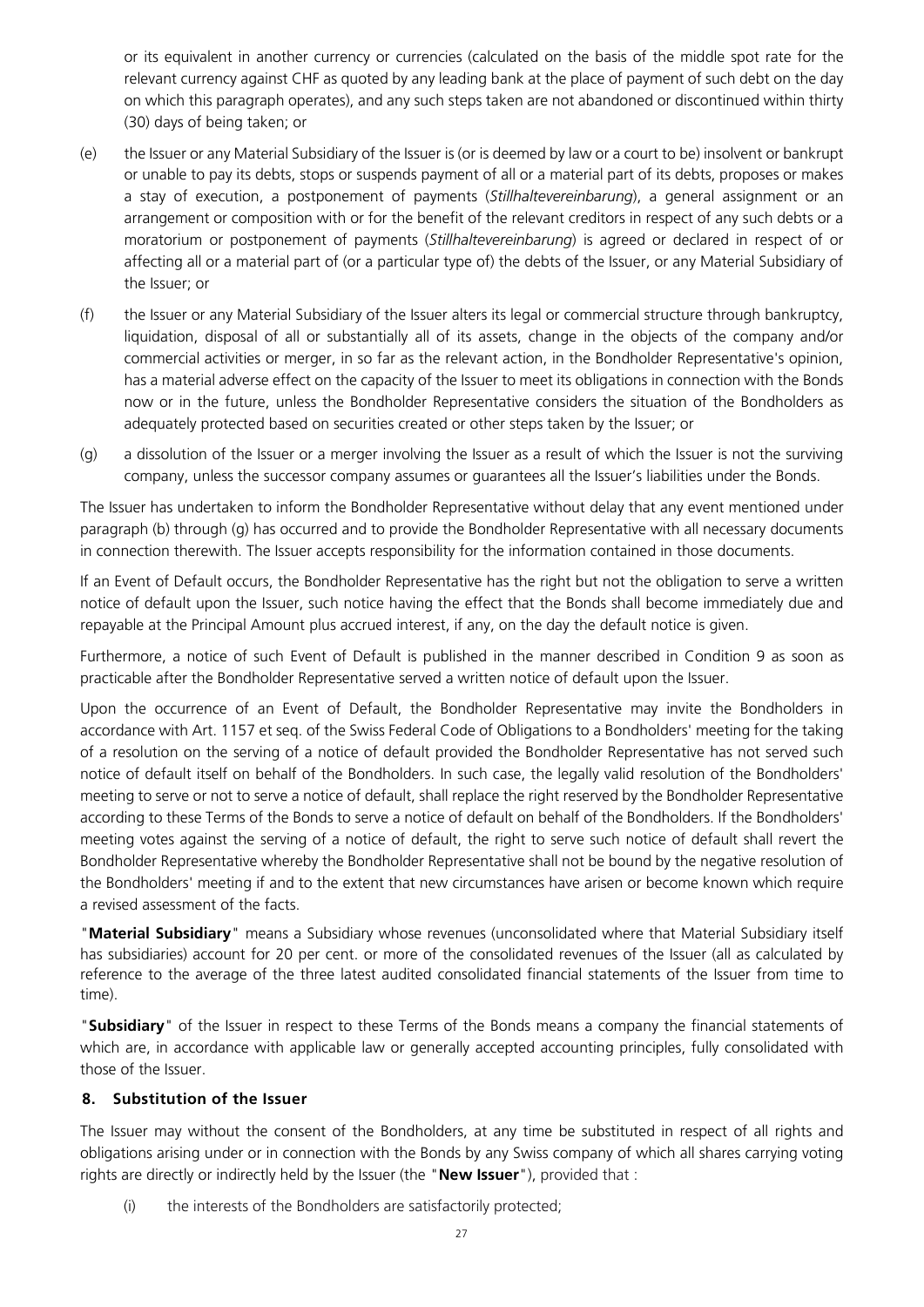or its equivalent in another currency or currencies (calculated on the basis of the middle spot rate for the relevant currency against CHF as quoted by any leading bank at the place of payment of such debt on the day on which this paragraph operates), and any such steps taken are not abandoned or discontinued within thirty (30) days of being taken; or

(e) the Issuer or any Material Subsidiary of the Issuer is (or is deemed by law or a court to be) insolvent or bankrupt or unable to pay its debts, stops or suspends payment of all or a material part of its debts, proposes or makes a stay of execution, a postponement of payments (*Stillhaltevereinbarung*), a general assignment or an arrangement or composition with or for the benefit of the relevant creditors in respect of any such debts or a moratorium or postponement of payments (*Stillhaltevereinbarung*) is agreed or declared in respect of or affecting all or a material part of (or a particular type of) the debts of the Issuer, or any Material Subsidiary of the Issuer; or

(f) the Issuer or any Material Subsidiary of the Issuer alters its legal or commercial structure through bankruptcy, liquidation, disposal of all or substantially all of its assets, change in the objects of the company and/or commercial activities or merger, in so far as the relevant action, in the Bondholder Representative's opinion, has a material adverse effect on the capacity of the Issuer to meet its obligations in connection with the Bonds now or in the future, unless the Bondholder Representative considers the situation of the Bondholders as adequately protected based on securities created or other steps taken by the Issuer; or

(g) a dissolution of the Issuer or a merger involving the Issuer as a result of which the Issuer is not the surviving company, unless the successor company assumes or guarantees all the Issuer's liabilities under the Bonds.

The Issuer has undertaken to inform the Bondholder Representative without delay that any event mentioned under paragraph (b) through (g) has occurred and to provide the Bondholder Representative with all necessary documents in connection therewith. The Issuer accepts responsibility for the information contained in those documents.

If an Event of Default occurs, the Bondholder Representative has the right but not the obligation to serve a written notice of default upon the Issuer, such notice having the effect that the Bonds shall become immediately due and repayable at the Principal Amount plus accrued interest, if any, on the day the default notice is given.

Furthermore, a notice of such Event of Default is published in the manner described in Condition 9 as soon as practicable after the Bondholder Representative served a written notice of default upon the Issuer.

Upon the occurrence of an Event of Default, the Bondholder Representative may invite the Bondholders in accordance with Art. 1157 et seq. of the Swiss Federal Code of Obligations to a Bondholders' meeting for the taking of a resolution on the serving of a notice of default provided the Bondholder Representative has not served such notice of default itself on behalf of the Bondholders. In such case, the legally valid resolution of the Bondholders' meeting to serve or not to serve a notice of default, shall replace the right reserved by the Bondholder Representative according to these Terms of the Bonds to serve a notice of default on behalf of the Bondholders. If the Bondholders' meeting votes against the serving of a notice of default, the right to serve such notice of default shall revert the Bondholder Representative whereby the Bondholder Representative shall not be bound by the negative resolution of the Bondholders' meeting if and to the extent that new circumstances have arisen or become known which require a revised assessment of the facts.

"**Material Subsidiary**" means a Subsidiary whose revenues (unconsolidated where that Material Subsidiary itself has subsidiaries) account for 20 per cent. or more of the consolidated revenues of the Issuer (all as calculated by reference to the average of the three latest audited consolidated financial statements of the Issuer from time to time).

"**Subsidiary**" of the Issuer in respect to these Terms of the Bonds means a company the financial statements of which are, in accordance with applicable law or generally accepted accounting principles, fully consolidated with those of the Issuer.

## 8. Substitution of the Issuer

The Issuer may without the consent of the Bondholders, at any time be substituted in respect of all rights and obligations arising under or in connection with the Bonds by any Swiss company of which all shares carrying voting rights are directly or indirectly held by the Issuer (the "**New Issuer**"), provided that :

(i) the interests of the Bondholders are satisfactorily protected;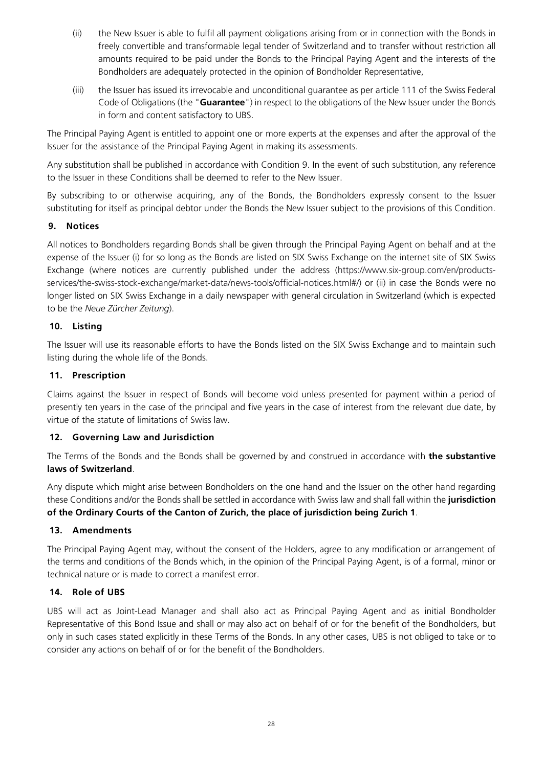(ii) the New Issuer is able to fulfil all payment obligations arising from or in connection with the Bonds in freely convertible and transformable legal tender of Switzerland and to transfer without restriction all amounts required to be paid under the Bonds to the Principal Paying Agent and the interests of the Bondholders are adequately protected in the opinion of Bondholder Representative,

(iii) the Issuer has issued its irrevocable and unconditional guarantee as per article 111 of the Swiss Federal Code of Obligations (the "**Guarantee**") in respect to the obligations of the New Issuer under the Bonds in form and content satisfactory to UBS.

The Principal Paying Agent is entitled to appoint one or more experts at the expenses and after the approval of the Issuer for the assistance of the Principal Paying Agent in making its assessments.

Any substitution shall be published in accordance with Condition 9. In the event of such substitution, any reference to the Issuer in these Conditions shall be deemed to refer to the New Issuer.

By subscribing to or otherwise acquiring, any of the Bonds, the Bondholders expressly consent to the Issuer substituting for itself as principal debtor under the Bonds the New Issuer subject to the provisions of this Condition.

## 9. Notices

All notices to Bondholders regarding Bonds shall be given through the Principal Paying Agent on behalf and at the expense of the Issuer (i) for so long as the Bonds are listed on SIX Swiss Exchange on the internet site of SIX Swiss Exchange (where notices are currently published under the address (https://www.six-group.com/en/products-services/the-swiss-stock-exchange/market-data/news-tools/official-notices.html#/) or (ii) in case the Bonds were no longer listed on SIX Swiss Exchange in a daily newspaper with general circulation in Switzerland (which is expected to be the *Neue Zürcher Zeitung*).

## 10. Listing

The Issuer will use its reasonable efforts to have the Bonds listed on the SIX Swiss Exchange and to maintain such listing during the whole life of the Bonds.

## 11. Prescription

Claims against the Issuer in respect of Bonds will become void unless presented for payment within a period of presently ten years in the case of the principal and five years in the case of interest from the relevant due date, by virtue of the statute of limitations of Swiss law.

## 12. Governing Law and Jurisdiction

The Terms of the Bonds and the Bonds shall be governed by and construed in accordance with **the substantive laws of Switzerland**.

Any dispute which might arise between Bondholders on the one hand and the Issuer on the other hand regarding these Conditions and/or the Bonds shall be settled in accordance with Swiss law and shall fall within the **jurisdiction of the Ordinary Courts of the Canton of Zurich, the place of jurisdiction being Zurich 1**.

## 13. Amendments

The Principal Paying Agent may, without the consent of the Holders, agree to any modification or arrangement of the terms and conditions of the Bonds which, in the opinion of the Principal Paying Agent, is of a formal, minor or technical nature or is made to correct a manifest error.

## 14. Role of UBS

UBS will act as Joint-Lead Manager and shall also act as Principal Paying Agent and as initial Bondholder Representative of this Bond Issue and shall or may also act on behalf of or for the benefit of the Bondholders, but only in such cases stated explicitly in these Terms of the Bonds. In any other cases, UBS is not obliged to take or to consider any actions on behalf of or for the benefit of the Bondholders.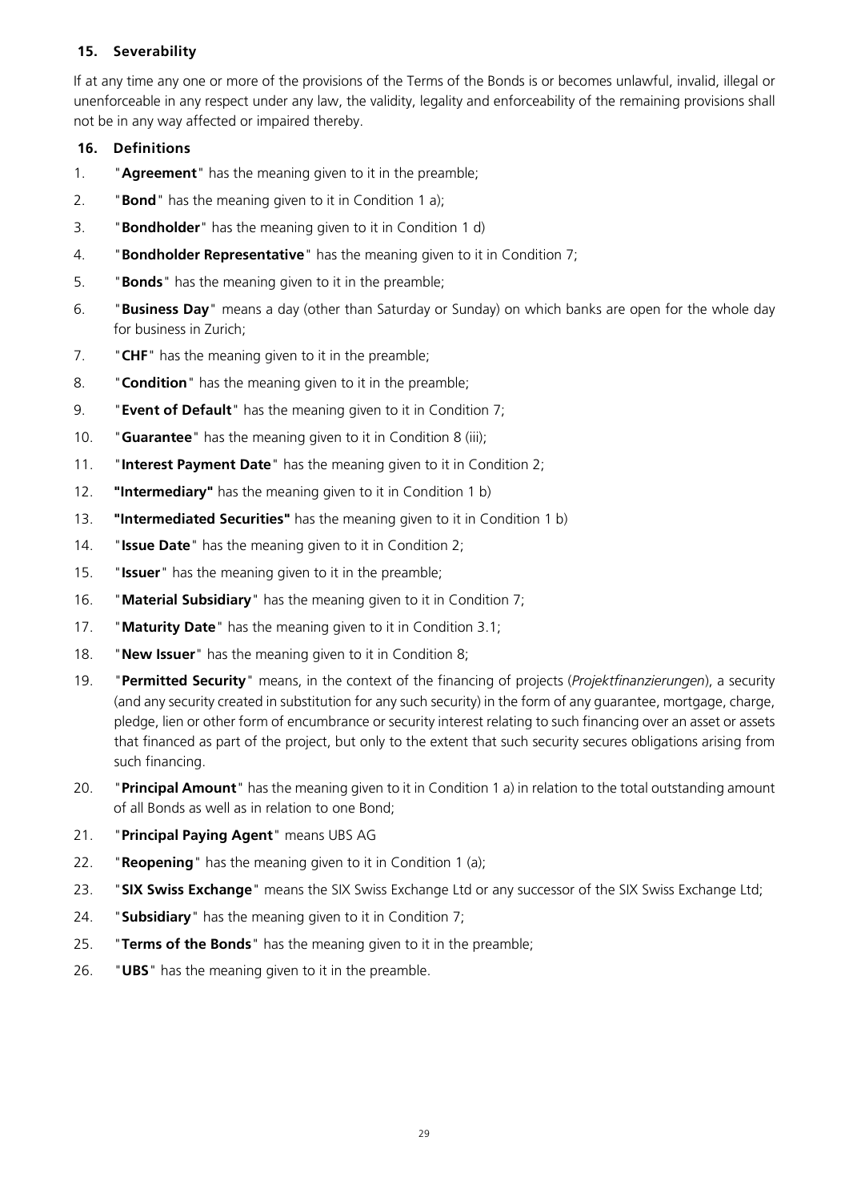## 15. Severability

If at any time any one or more of the provisions of the Terms of the Bonds is or becomes unlawful, invalid, illegal or unenforceable in any respect under any law, the validity, legality and enforceability of the remaining provisions shall not be in any way affected or impaired thereby.

## 16. Definitions

1. "**Agreement**" has the meaning given to it in the preamble;
2. "**Bond**" has the meaning given to it in Condition 1 a);
3. "**Bondholder**" has the meaning given to it in Condition 1 d)
4. "**Bondholder Representative**" has the meaning given to it in Condition 7;
5. "**Bonds**" has the meaning given to it in the preamble;
6. "**Business Day**" means a day (other than Saturday or Sunday) on which banks are open for the whole day for business in Zurich;
7. "**CHF**" has the meaning given to it in the preamble;
8. "**Condition**" has the meaning given to it in the preamble;
9. "**Event of Default**" has the meaning given to it in Condition 7;
10. "**Guarantee**" has the meaning given to it in Condition 8 (iii);
11. "**Interest Payment Date**" has the meaning given to it in Condition 2;
12. **"Intermediary"** has the meaning given to it in Condition 1 b)
13. **"Intermediated Securities"** has the meaning given to it in Condition 1 b)
14. "**Issue Date**" has the meaning given to it in Condition 2;
15. "**Issuer**" has the meaning given to it in the preamble;
16. "**Material Subsidiary**" has the meaning given to it in Condition 7;
17. "**Maturity Date**" has the meaning given to it in Condition 3.1;
18. "**New Issuer**" has the meaning given to it in Condition 8;
19. "**Permitted Security**" means, in the context of the financing of projects (*Projektfinanzierungen*), a security (and any security created in substitution for any such security) in the form of any guarantee, mortgage, charge, pledge, lien or other form of encumbrance or security interest relating to such financing over an asset or assets that financed as part of the project, but only to the extent that such security secures obligations arising from such financing.
20. "**Principal Amount**" has the meaning given to it in Condition 1 a) in relation to the total outstanding amount of all Bonds as well as in relation to one Bond;
21. "**Principal Paying Agent**" means UBS AG
22. "**Reopening**" has the meaning given to it in Condition 1 (a);
23. "**SIX Swiss Exchange**" means the SIX Swiss Exchange Ltd or any successor of the SIX Swiss Exchange Ltd;
24. "**Subsidiary**" has the meaning given to it in Condition 7;
25. "**Terms of the Bonds**" has the meaning given to it in the preamble;
26. "**UBS**" has the meaning given to it in the preamble.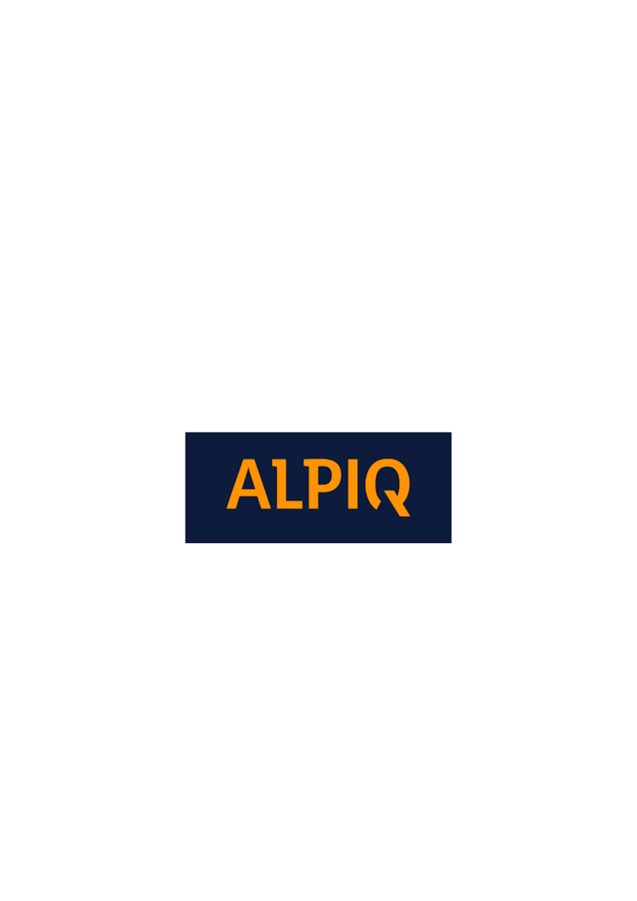ALPIQ